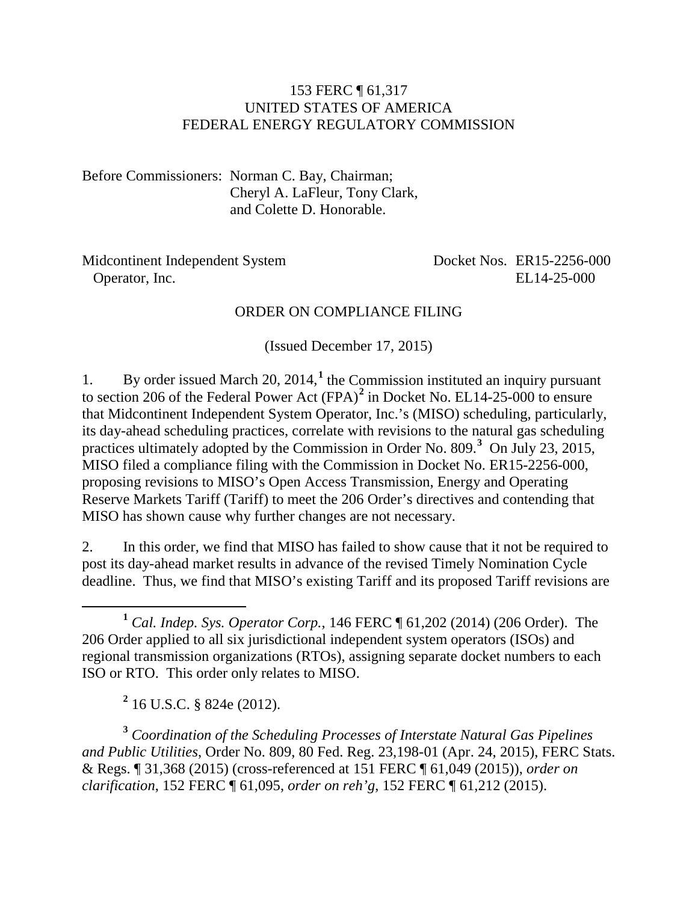153 FERC ¶ 61,317
UNITED STATES OF AMERICA
FEDERAL ENERGY REGULATORY COMMISSION

Before Commissioners: Norman C. Bay, Chairman;
Cheryl A. LaFleur, Tony Clark,
and Colette D. Honorable.

Midcontinent Independent System Operator, Inc. — Docket Nos. ER15-2256-000, EL14-25-000

ORDER ON COMPLIANCE FILING

(Issued December 17, 2015)

1. By order issued March 20, 2014,[1] the Commission instituted an inquiry pursuant to section 206 of the Federal Power Act (FPA)[2] in Docket No. EL14-25-000 to ensure that Midcontinent Independent System Operator, Inc.'s (MISO) scheduling, particularly, its day-ahead scheduling practices, correlate with revisions to the natural gas scheduling practices ultimately adopted by the Commission in Order No. 809.[3] On July 23, 2015, MISO filed a compliance filing with the Commission in Docket No. ER15-2256-000, proposing revisions to MISO's Open Access Transmission, Energy and Operating Reserve Markets Tariff (Tariff) to meet the 206 Order's directives and contending that MISO has shown cause why further changes are not necessary.

2. In this order, we find that MISO has failed to show cause that it not be required to post its day-ahead market results in advance of the revised Timely Nomination Cycle deadline. Thus, we find that MISO's existing Tariff and its proposed Tariff revisions are

[1] *Cal. Indep. Sys. Operator Corp.*, 146 FERC ¶ 61,202 (2014) (206 Order). The 206 Order applied to all six jurisdictional independent system operators (ISOs) and regional transmission organizations (RTOs), assigning separate docket numbers to each ISO or RTO. This order only relates to MISO.

[2] 16 U.S.C. § 824e (2012).

[3] *Coordination of the Scheduling Processes of Interstate Natural Gas Pipelines and Public Utilities*, Order No. 809, 80 Fed. Reg. 23,198-01 (Apr. 24, 2015), FERC Stats. & Regs. ¶ 31,368 (2015) (cross-referenced at 151 FERC ¶ 61,049 (2015)), *order on clarification*, 152 FERC ¶ 61,095, *order on reh'g*, 152 FERC ¶ 61,212 (2015).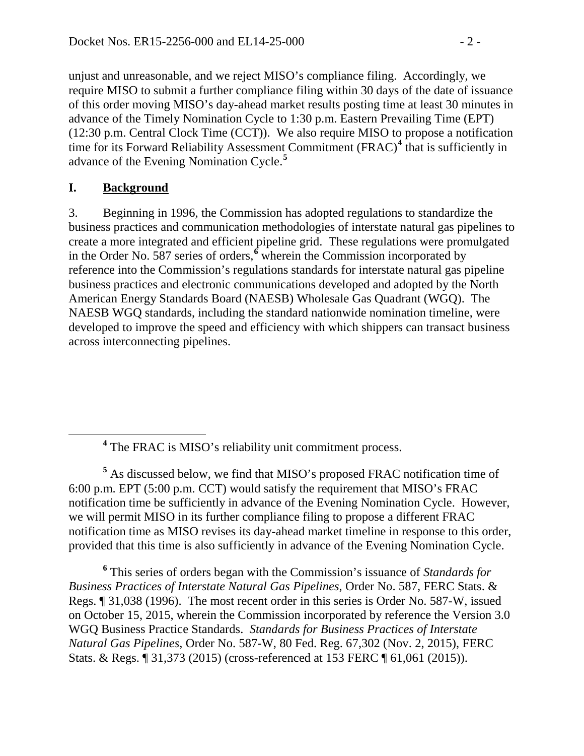unjust and unreasonable, and we reject MISO's compliance filing. Accordingly, we require MISO to submit a further compliance filing within 30 days of the date of issuance of this order moving MISO's day-ahead market results posting time at least 30 minutes in advance of the Timely Nomination Cycle to 1:30 p.m. Eastern Prevailing Time (EPT) (12:30 p.m. Central Clock Time (CCT)). We also require MISO to propose a notification time for its Forward Reliability Assessment Commitment (FRAC)[4] that is sufficiently in advance of the Evening Nomination Cycle.[5]

## I. Background

3. Beginning in 1996, the Commission has adopted regulations to standardize the business practices and communication methodologies of interstate natural gas pipelines to create a more integrated and efficient pipeline grid. These regulations were promulgated in the Order No. 587 series of orders,[6] wherein the Commission incorporated by reference into the Commission's regulations standards for interstate natural gas pipeline business practices and electronic communications developed and adopted by the North American Energy Standards Board (NAESB) Wholesale Gas Quadrant (WGQ). The NAESB WGQ standards, including the standard nationwide nomination timeline, were developed to improve the speed and efficiency with which shippers can transact business across interconnecting pipelines.

---

[4] The FRAC is MISO's reliability unit commitment process.

[5] As discussed below, we find that MISO's proposed FRAC notification time of 6:00 p.m. EPT (5:00 p.m. CCT) would satisfy the requirement that MISO's FRAC notification time be sufficiently in advance of the Evening Nomination Cycle. However, we will permit MISO in its further compliance filing to propose a different FRAC notification time as MISO revises its day-ahead market timeline in response to this order, provided that this time is also sufficiently in advance of the Evening Nomination Cycle.

[6] This series of orders began with the Commission's issuance of *Standards for Business Practices of Interstate Natural Gas Pipelines*, Order No. 587, FERC Stats. & Regs. ¶ 31,038 (1996). The most recent order in this series is Order No. 587-W, issued on October 15, 2015, wherein the Commission incorporated by reference the Version 3.0 WGQ Business Practice Standards. *Standards for Business Practices of Interstate Natural Gas Pipelines*, Order No. 587-W, 80 Fed. Reg. 67,302 (Nov. 2, 2015), FERC Stats. & Regs. ¶ 31,373 (2015) (cross-referenced at 153 FERC ¶ 61,061 (2015)).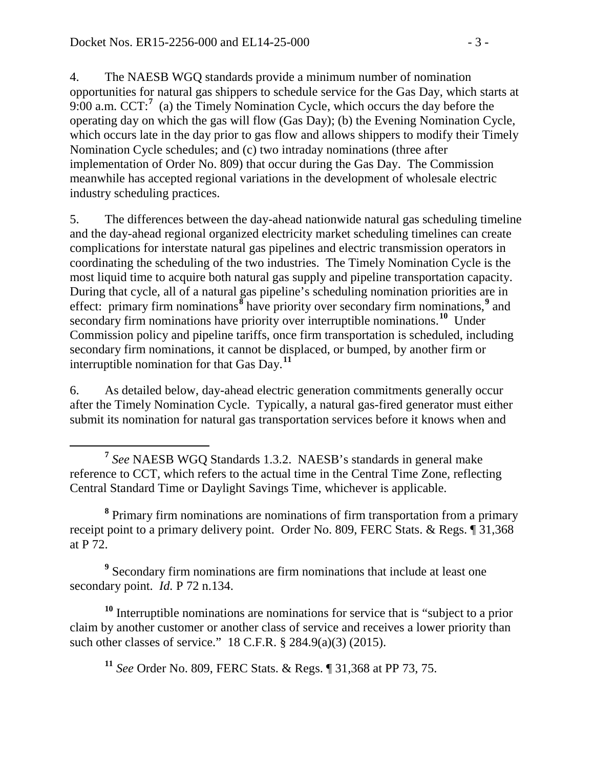4. The NAESB WGQ standards provide a minimum number of nomination opportunities for natural gas shippers to schedule service for the Gas Day, which starts at 9:00 a.m. CCT:[7] (a) the Timely Nomination Cycle, which occurs the day before the operating day on which the gas will flow (Gas Day); (b) the Evening Nomination Cycle, which occurs late in the day prior to gas flow and allows shippers to modify their Timely Nomination Cycle schedules; and (c) two intraday nominations (three after implementation of Order No. 809) that occur during the Gas Day. The Commission meanwhile has accepted regional variations in the development of wholesale electric industry scheduling practices.

5. The differences between the day-ahead nationwide natural gas scheduling timeline and the day-ahead regional organized electricity market scheduling timelines can create complications for interstate natural gas pipelines and electric transmission operators in coordinating the scheduling of the two industries. The Timely Nomination Cycle is the most liquid time to acquire both natural gas supply and pipeline transportation capacity. During that cycle, all of a natural gas pipeline's scheduling nomination priorities are in effect: primary firm nominations[8] have priority over secondary firm nominations,[9] and secondary firm nominations have priority over interruptible nominations.[10] Under Commission policy and pipeline tariffs, once firm transportation is scheduled, including secondary firm nominations, it cannot be displaced, or bumped, by another firm or interruptible nomination for that Gas Day.[11]

6. As detailed below, day-ahead electric generation commitments generally occur after the Timely Nomination Cycle. Typically, a natural gas-fired generator must either submit its nomination for natural gas transportation services before it knows when and

[7] *See* NAESB WGQ Standards 1.3.2. NAESB's standards in general make reference to CCT, which refers to the actual time in the Central Time Zone, reflecting Central Standard Time or Daylight Savings Time, whichever is applicable.

[8] Primary firm nominations are nominations of firm transportation from a primary receipt point to a primary delivery point. Order No. 809, FERC Stats. & Regs. ¶ 31,368 at P 72.

[9] Secondary firm nominations are firm nominations that include at least one secondary point. *Id.* P 72 n.134.

[10] Interruptible nominations are nominations for service that is "subject to a prior claim by another customer or another class of service and receives a lower priority than such other classes of service." 18 C.F.R. § 284.9(a)(3) (2015).

[11] *See* Order No. 809, FERC Stats. & Regs. ¶ 31,368 at PP 73, 75.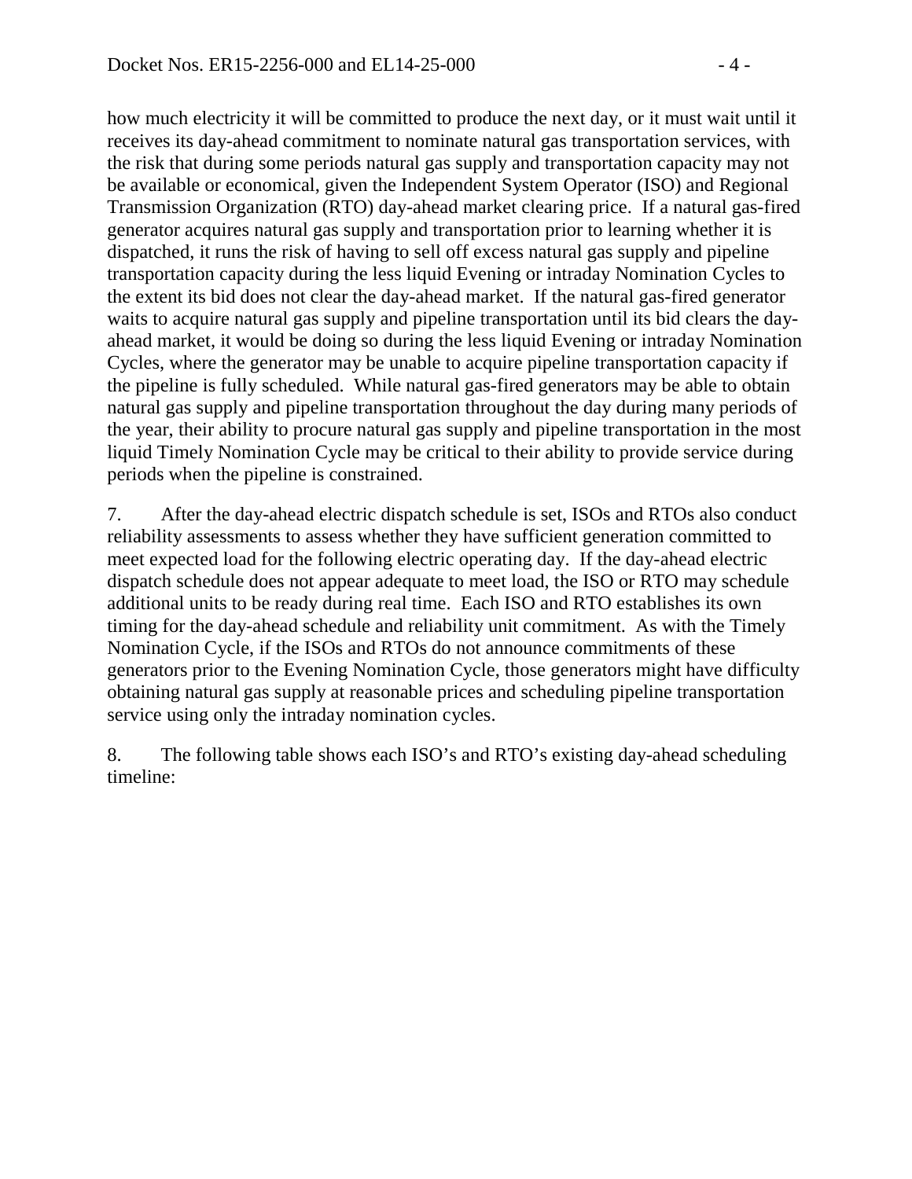how much electricity it will be committed to produce the next day, or it must wait until it receives its day-ahead commitment to nominate natural gas transportation services, with the risk that during some periods natural gas supply and transportation capacity may not be available or economical, given the Independent System Operator (ISO) and Regional Transmission Organization (RTO) day-ahead market clearing price. If a natural gas-fired generator acquires natural gas supply and transportation prior to learning whether it is dispatched, it runs the risk of having to sell off excess natural gas supply and pipeline transportation capacity during the less liquid Evening or intraday Nomination Cycles to the extent its bid does not clear the day-ahead market. If the natural gas-fired generator waits to acquire natural gas supply and pipeline transportation until its bid clears the day-ahead market, it would be doing so during the less liquid Evening or intraday Nomination Cycles, where the generator may be unable to acquire pipeline transportation capacity if the pipeline is fully scheduled. While natural gas-fired generators may be able to obtain natural gas supply and pipeline transportation throughout the day during many periods of the year, their ability to procure natural gas supply and pipeline transportation in the most liquid Timely Nomination Cycle may be critical to their ability to provide service during periods when the pipeline is constrained.

7. After the day-ahead electric dispatch schedule is set, ISOs and RTOs also conduct reliability assessments to assess whether they have sufficient generation committed to meet expected load for the following electric operating day. If the day-ahead electric dispatch schedule does not appear adequate to meet load, the ISO or RTO may schedule additional units to be ready during real time. Each ISO and RTO establishes its own timing for the day-ahead schedule and reliability unit commitment. As with the Timely Nomination Cycle, if the ISOs and RTOs do not announce commitments of these generators prior to the Evening Nomination Cycle, those generators might have difficulty obtaining natural gas supply at reasonable prices and scheduling pipeline transportation service using only the intraday nomination cycles.

8. The following table shows each ISO's and RTO's existing day-ahead scheduling timeline: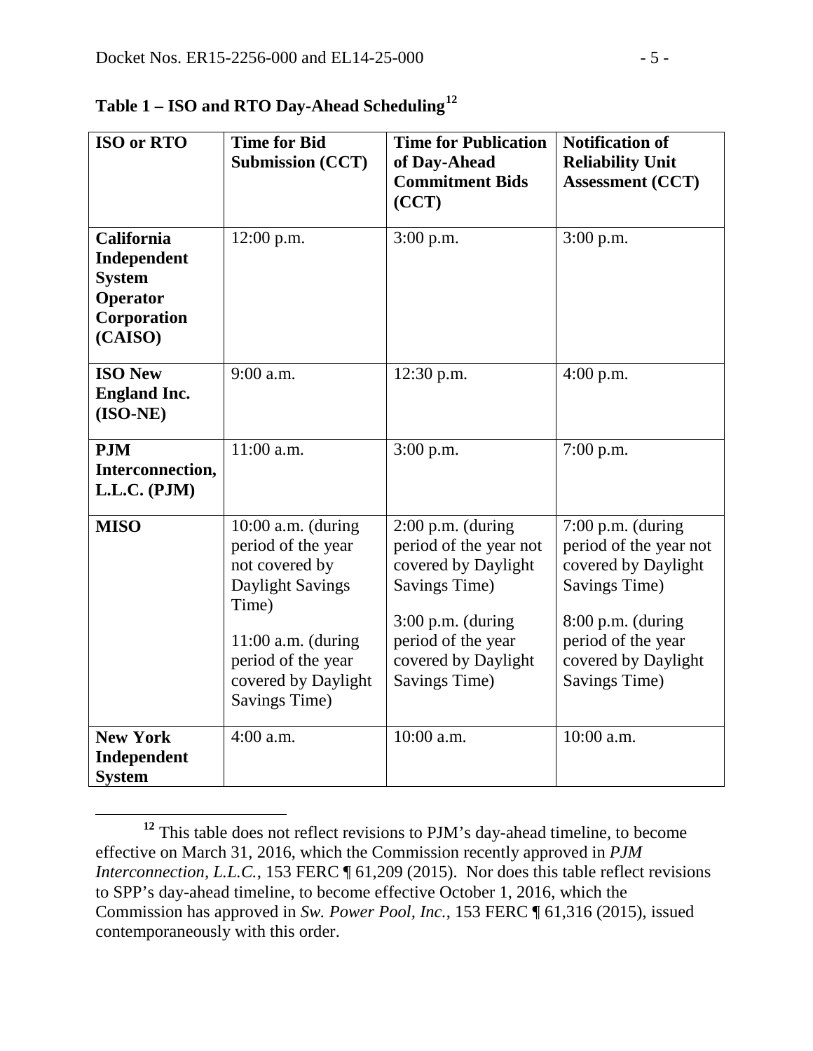**Table 1 – ISO and RTO Day-Ahead Scheduling**[12]

| ISO or RTO | Time for Bid Submission (CCT) | Time for Publication of Day-Ahead Commitment Bids (CCT) | Notification of Reliability Unit Assessment (CCT) |
|---|---|---|---|
| **California Independent System Operator Corporation (CAISO)** | 12:00 p.m. | 3:00 p.m. | 3:00 p.m. |
| **ISO New England Inc. (ISO-NE)** | 9:00 a.m. | 12:30 p.m. | 4:00 p.m. |
| **PJM Interconnection, L.L.C. (PJM)** | 11:00 a.m. | 3:00 p.m. | 7:00 p.m. |
| **MISO** | 10:00 a.m. (during period of the year not covered by Daylight Savings Time) 11:00 a.m. (during period of the year covered by Daylight Savings Time) | 2:00 p.m. (during period of the year not covered by Daylight Savings Time) 3:00 p.m. (during period of the year covered by Daylight Savings Time) | 7:00 p.m. (during period of the year not covered by Daylight Savings Time) 8:00 p.m. (during period of the year covered by Daylight Savings Time) |
| **New York Independent System** | 4:00 a.m. | 10:00 a.m. | 10:00 a.m. |

[12] This table does not reflect revisions to PJM's day-ahead timeline, to become effective on March 31, 2016, which the Commission recently approved in *PJM Interconnection, L.L.C.*, 153 FERC ¶ 61,209 (2015). Nor does this table reflect revisions to SPP's day-ahead timeline, to become effective October 1, 2016, which the Commission has approved in *Sw. Power Pool, Inc.*, 153 FERC ¶ 61,316 (2015), issued contemporaneously with this order.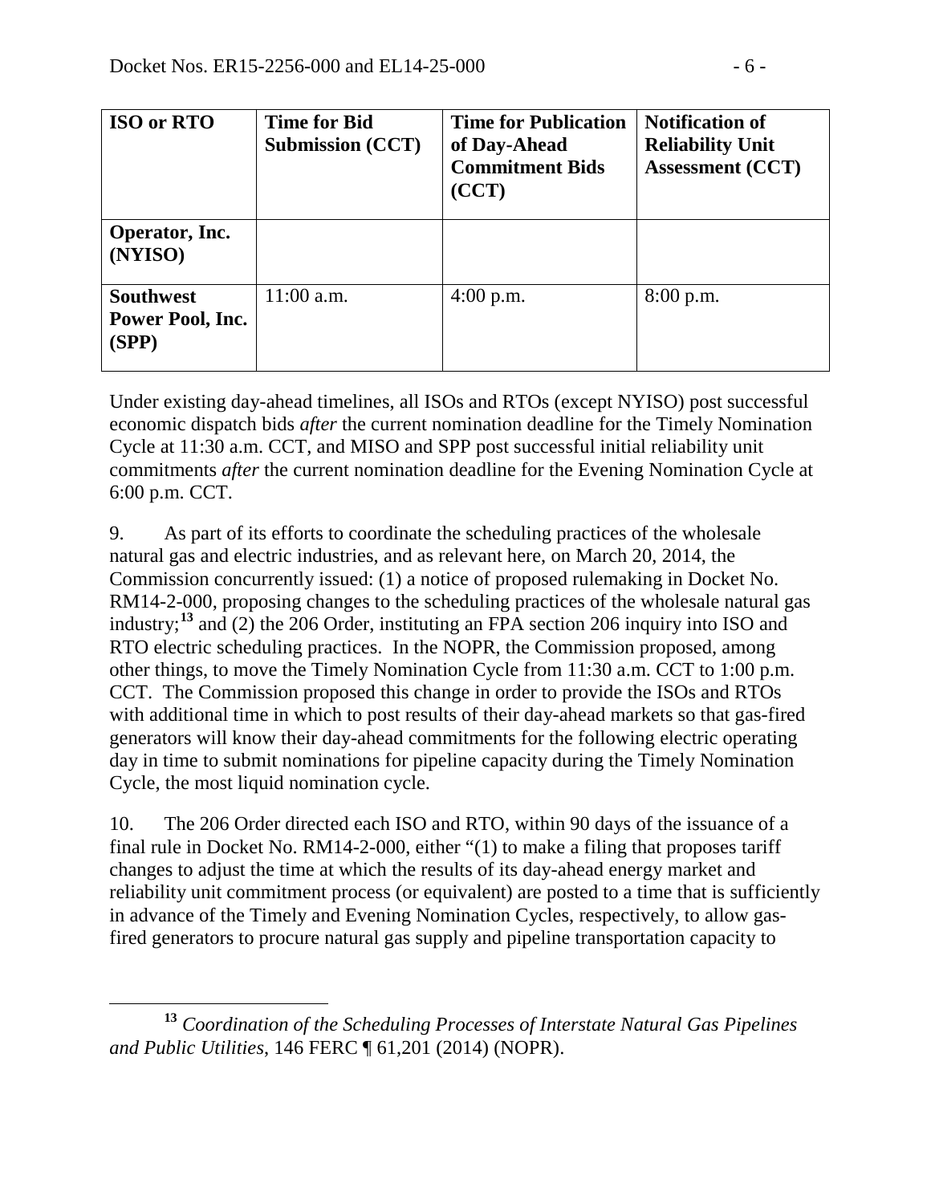| ISO or RTO | Time for Bid Submission (CCT) | Time for Publication of Day-Ahead Commitment Bids (CCT) | Notification of Reliability Unit Assessment (CCT) |
|---|---|---|---|
| **Operator, Inc. (NYISO)** | | | |
| **Southwest Power Pool, Inc. (SPP)** | 11:00 a.m. | 4:00 p.m. | 8:00 p.m. |

Under existing day-ahead timelines, all ISOs and RTOs (except NYISO) post successful economic dispatch bids *after* the current nomination deadline for the Timely Nomination Cycle at 11:30 a.m. CCT, and MISO and SPP post successful initial reliability unit commitments *after* the current nomination deadline for the Evening Nomination Cycle at 6:00 p.m. CCT.

9. As part of its efforts to coordinate the scheduling practices of the wholesale natural gas and electric industries, and as relevant here, on March 20, 2014, the Commission concurrently issued: (1) a notice of proposed rulemaking in Docket No. RM14-2-000, proposing changes to the scheduling practices of the wholesale natural gas industry;[13] and (2) the 206 Order, instituting an FPA section 206 inquiry into ISO and RTO electric scheduling practices. In the NOPR, the Commission proposed, among other things, to move the Timely Nomination Cycle from 11:30 a.m. CCT to 1:00 p.m. CCT. The Commission proposed this change in order to provide the ISOs and RTOs with additional time in which to post results of their day-ahead markets so that gas-fired generators will know their day-ahead commitments for the following electric operating day in time to submit nominations for pipeline capacity during the Timely Nomination Cycle, the most liquid nomination cycle.

10. The 206 Order directed each ISO and RTO, within 90 days of the issuance of a final rule in Docket No. RM14-2-000, either "(1) to make a filing that proposes tariff changes to adjust the time at which the results of its day-ahead energy market and reliability unit commitment process (or equivalent) are posted to a time that is sufficiently in advance of the Timely and Evening Nomination Cycles, respectively, to allow gas-fired generators to procure natural gas supply and pipeline transportation capacity to

[13] *Coordination of the Scheduling Processes of Interstate Natural Gas Pipelines and Public Utilities*, 146 FERC ¶ 61,201 (2014) (NOPR).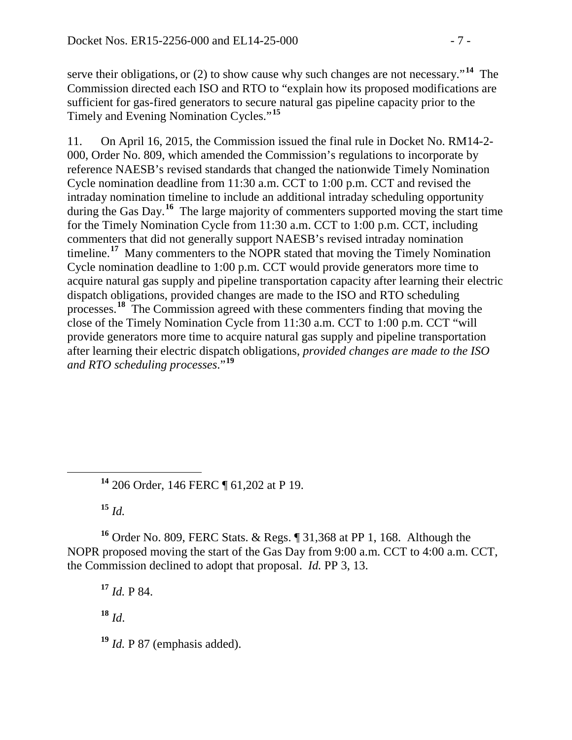serve their obligations, or (2) to show cause why such changes are not necessary."[14] The Commission directed each ISO and RTO to "explain how its proposed modifications are sufficient for gas-fired generators to secure natural gas pipeline capacity prior to the Timely and Evening Nomination Cycles."[15]

11. On April 16, 2015, the Commission issued the final rule in Docket No. RM14-2-000, Order No. 809, which amended the Commission's regulations to incorporate by reference NAESB's revised standards that changed the nationwide Timely Nomination Cycle nomination deadline from 11:30 a.m. CCT to 1:00 p.m. CCT and revised the intraday nomination timeline to include an additional intraday scheduling opportunity during the Gas Day.[16] The large majority of commenters supported moving the start time for the Timely Nomination Cycle from 11:30 a.m. CCT to 1:00 p.m. CCT, including commenters that did not generally support NAESB's revised intraday nomination timeline.[17] Many commenters to the NOPR stated that moving the Timely Nomination Cycle nomination deadline to 1:00 p.m. CCT would provide generators more time to acquire natural gas supply and pipeline transportation capacity after learning their electric dispatch obligations, provided changes are made to the ISO and RTO scheduling processes.[18] The Commission agreed with these commenters finding that moving the close of the Timely Nomination Cycle from 11:30 a.m. CCT to 1:00 p.m. CCT "will provide generators more time to acquire natural gas supply and pipeline transportation after learning their electric dispatch obligations, *provided changes are made to the ISO and RTO scheduling processes*."[19]

---

[14] 206 Order, 146 FERC ¶ 61,202 at P 19.

[15] *Id.*

[16] Order No. 809, FERC Stats. & Regs. ¶ 31,368 at PP 1, 168. Although the NOPR proposed moving the start of the Gas Day from 9:00 a.m. CCT to 4:00 a.m. CCT, the Commission declined to adopt that proposal. *Id.* PP 3, 13.

[17] *Id.* P 84.

[18] *Id*.

[19] *Id.* P 87 (emphasis added).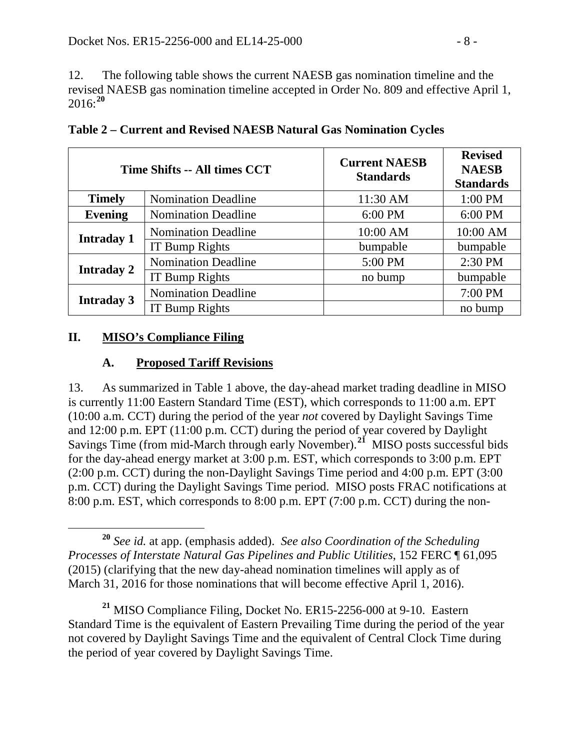12. The following table shows the current NAESB gas nomination timeline and the revised NAESB gas nomination timeline accepted in Order No. 809 and effective April 1, 2016:[20]

**Table 2 – Current and Revised NAESB Natural Gas Nomination Cycles**

| Time Shifts -- All times CCT | | Current NAESB Standards | Revised NAESB Standards |
|---|---|---|---|
| **Timely** | Nomination Deadline | 11:30 AM | 1:00 PM |
| **Evening** | Nomination Deadline | 6:00 PM | 6:00 PM |
| **Intraday 1** | Nomination Deadline | 10:00 AM | 10:00 AM |
| | IT Bump Rights | bumpable | bumpable |
| **Intraday 2** | Nomination Deadline | 5:00 PM | 2:30 PM |
| | IT Bump Rights | no bump | bumpable |
| **Intraday 3** | Nomination Deadline | | 7:00 PM |
| | IT Bump Rights | | no bump |

## II. MISO's Compliance Filing

### A. Proposed Tariff Revisions

13. As summarized in Table 1 above, the day-ahead market trading deadline in MISO is currently 11:00 Eastern Standard Time (EST), which corresponds to 11:00 a.m. EPT (10:00 a.m. CCT) during the period of the year *not* covered by Daylight Savings Time and 12:00 p.m. EPT (11:00 p.m. CCT) during the period of year covered by Daylight Savings Time (from mid-March through early November).[21] MISO posts successful bids for the day-ahead energy market at 3:00 p.m. EST, which corresponds to 3:00 p.m. EPT (2:00 p.m. CCT) during the non-Daylight Savings Time period and 4:00 p.m. EPT (3:00 p.m. CCT) during the Daylight Savings Time period. MISO posts FRAC notifications at 8:00 p.m. EST, which corresponds to 8:00 p.m. EPT (7:00 p.m. CCT) during the non-

[20] *See id.* at app. (emphasis added). *See also Coordination of the Scheduling Processes of Interstate Natural Gas Pipelines and Public Utilities*, 152 FERC ¶ 61,095 (2015) (clarifying that the new day-ahead nomination timelines will apply as of March 31, 2016 for those nominations that will become effective April 1, 2016).

[21] MISO Compliance Filing, Docket No. ER15-2256-000 at 9-10. Eastern Standard Time is the equivalent of Eastern Prevailing Time during the period of the year not covered by Daylight Savings Time and the equivalent of Central Clock Time during the period of year covered by Daylight Savings Time.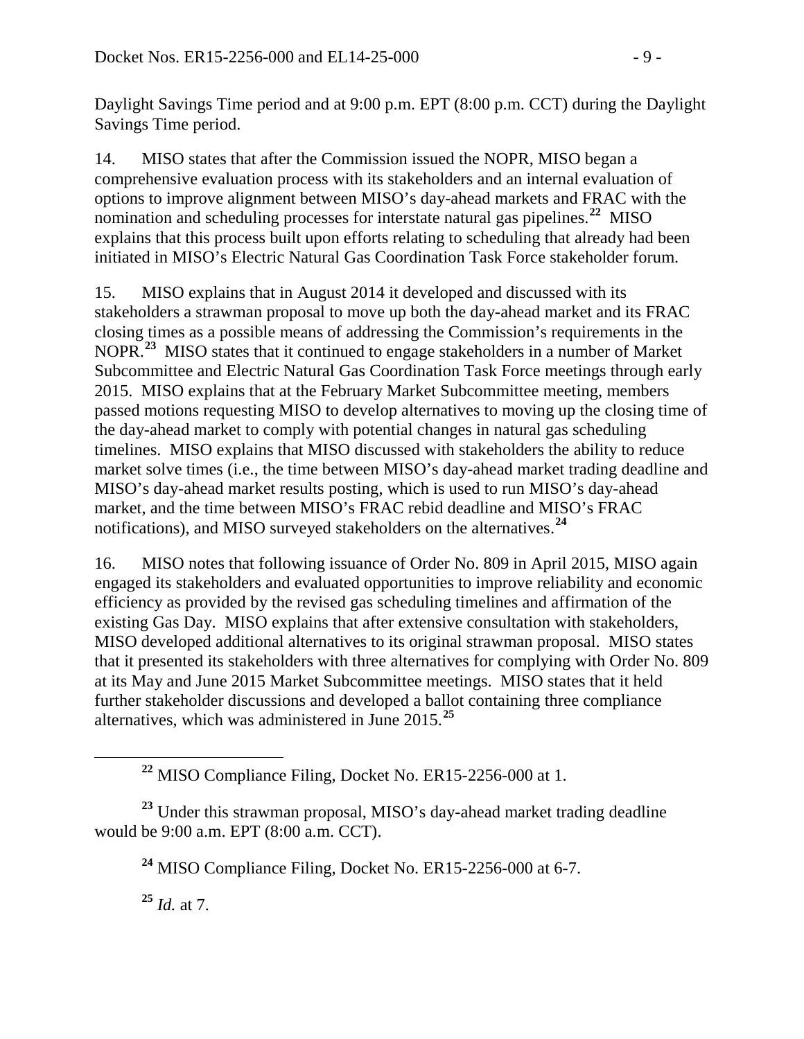Daylight Savings Time period and at 9:00 p.m. EPT (8:00 p.m. CCT) during the Daylight Savings Time period.

14. MISO states that after the Commission issued the NOPR, MISO began a comprehensive evaluation process with its stakeholders and an internal evaluation of options to improve alignment between MISO's day-ahead markets and FRAC with the nomination and scheduling processes for interstate natural gas pipelines.[22] MISO explains that this process built upon efforts relating to scheduling that already had been initiated in MISO's Electric Natural Gas Coordination Task Force stakeholder forum.

15. MISO explains that in August 2014 it developed and discussed with its stakeholders a strawman proposal to move up both the day-ahead market and its FRAC closing times as a possible means of addressing the Commission's requirements in the NOPR.[23] MISO states that it continued to engage stakeholders in a number of Market Subcommittee and Electric Natural Gas Coordination Task Force meetings through early 2015. MISO explains that at the February Market Subcommittee meeting, members passed motions requesting MISO to develop alternatives to moving up the closing time of the day-ahead market to comply with potential changes in natural gas scheduling timelines. MISO explains that MISO discussed with stakeholders the ability to reduce market solve times (i.e., the time between MISO's day-ahead market trading deadline and MISO's day-ahead market results posting, which is used to run MISO's day-ahead market, and the time between MISO's FRAC rebid deadline and MISO's FRAC notifications), and MISO surveyed stakeholders on the alternatives.[24]

16. MISO notes that following issuance of Order No. 809 in April 2015, MISO again engaged its stakeholders and evaluated opportunities to improve reliability and economic efficiency as provided by the revised gas scheduling timelines and affirmation of the existing Gas Day. MISO explains that after extensive consultation with stakeholders, MISO developed additional alternatives to its original strawman proposal. MISO states that it presented its stakeholders with three alternatives for complying with Order No. 809 at its May and June 2015 Market Subcommittee meetings. MISO states that it held further stakeholder discussions and developed a ballot containing three compliance alternatives, which was administered in June 2015.[25]

---

[22] MISO Compliance Filing, Docket No. ER15-2256-000 at 1.

[23] Under this strawman proposal, MISO's day-ahead market trading deadline would be 9:00 a.m. EPT (8:00 a.m. CCT).

[24] MISO Compliance Filing, Docket No. ER15-2256-000 at 6-7.

[25] *Id.* at 7.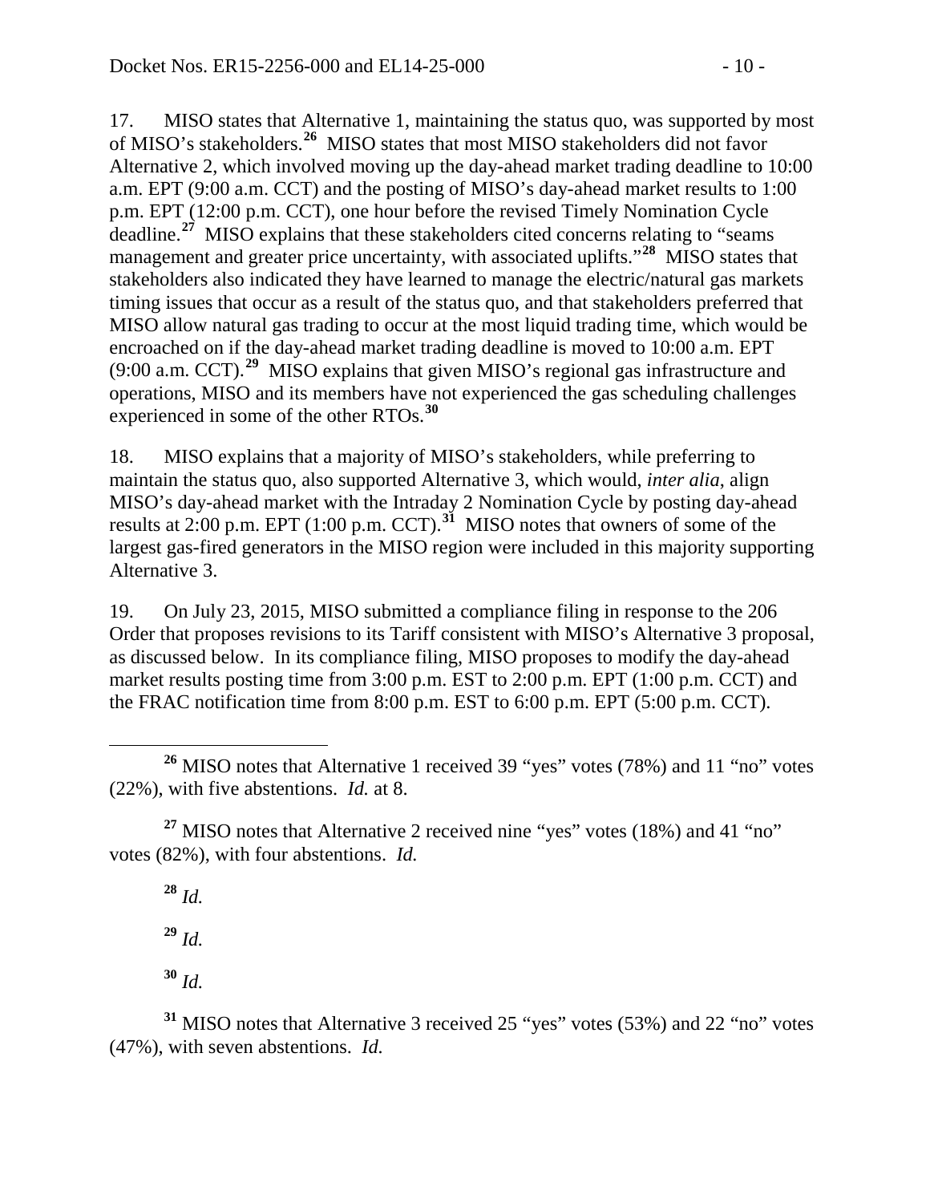17. MISO states that Alternative 1, maintaining the status quo, was supported by most of MISO's stakeholders.[26] MISO states that most MISO stakeholders did not favor Alternative 2, which involved moving up the day-ahead market trading deadline to 10:00 a.m. EPT (9:00 a.m. CCT) and the posting of MISO's day-ahead market results to 1:00 p.m. EPT (12:00 p.m. CCT), one hour before the revised Timely Nomination Cycle deadline.[27] MISO explains that these stakeholders cited concerns relating to "seams management and greater price uncertainty, with associated uplifts."[28] MISO states that stakeholders also indicated they have learned to manage the electric/natural gas markets timing issues that occur as a result of the status quo, and that stakeholders preferred that MISO allow natural gas trading to occur at the most liquid trading time, which would be encroached on if the day-ahead market trading deadline is moved to 10:00 a.m. EPT (9:00 a.m. CCT).[29] MISO explains that given MISO's regional gas infrastructure and operations, MISO and its members have not experienced the gas scheduling challenges experienced in some of the other RTOs.[30]

18. MISO explains that a majority of MISO's stakeholders, while preferring to maintain the status quo, also supported Alternative 3, which would, *inter alia*, align MISO's day-ahead market with the Intraday 2 Nomination Cycle by posting day-ahead results at 2:00 p.m. EPT (1:00 p.m. CCT).[31] MISO notes that owners of some of the largest gas-fired generators in the MISO region were included in this majority supporting Alternative 3.

19. On July 23, 2015, MISO submitted a compliance filing in response to the 206 Order that proposes revisions to its Tariff consistent with MISO's Alternative 3 proposal, as discussed below. In its compliance filing, MISO proposes to modify the day-ahead market results posting time from 3:00 p.m. EST to 2:00 p.m. EPT (1:00 p.m. CCT) and the FRAC notification time from 8:00 p.m. EST to 6:00 p.m. EPT (5:00 p.m. CCT).

---

[26] MISO notes that Alternative 1 received 39 "yes" votes (78%) and 11 "no" votes (22%), with five abstentions. *Id.* at 8.

[27] MISO notes that Alternative 2 received nine "yes" votes (18%) and 41 "no" votes (82%), with four abstentions. *Id.*

[28] *Id.*

[29] *Id.*

[30] *Id.*

[31] MISO notes that Alternative 3 received 25 "yes" votes (53%) and 22 "no" votes (47%), with seven abstentions. *Id.*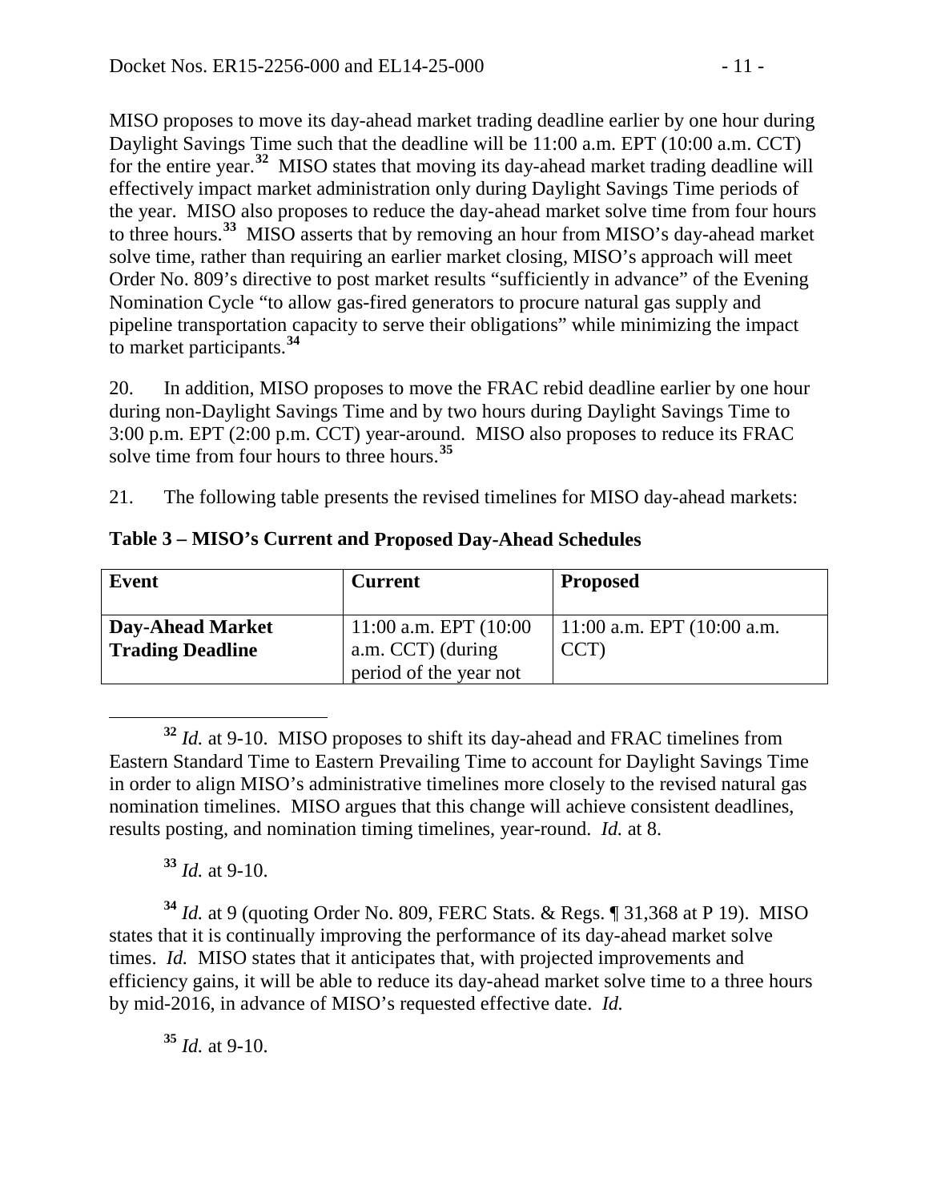MISO proposes to move its day-ahead market trading deadline earlier by one hour during Daylight Savings Time such that the deadline will be 11:00 a.m. EPT (10:00 a.m. CCT) for the entire year.[32] MISO states that moving its day-ahead market trading deadline will effectively impact market administration only during Daylight Savings Time periods of the year. MISO also proposes to reduce the day-ahead market solve time from four hours to three hours.[33] MISO asserts that by removing an hour from MISO's day-ahead market solve time, rather than requiring an earlier market closing, MISO's approach will meet Order No. 809's directive to post market results "sufficiently in advance" of the Evening Nomination Cycle "to allow gas-fired generators to procure natural gas supply and pipeline transportation capacity to serve their obligations" while minimizing the impact to market participants.[34]

20. In addition, MISO proposes to move the FRAC rebid deadline earlier by one hour during non-Daylight Savings Time and by two hours during Daylight Savings Time to 3:00 p.m. EPT (2:00 p.m. CCT) year-around. MISO also proposes to reduce its FRAC solve time from four hours to three hours.[35]

21. The following table presents the revised timelines for MISO day-ahead markets:

**Table 3 – MISO's Current and Proposed Day-Ahead Schedules**

| Event | Current | Proposed |
|---|---|---|
| **Day-Ahead Market Trading Deadline** | 11:00 a.m. EPT (10:00 a.m. CCT) (during period of the year not | 11:00 a.m. EPT (10:00 a.m. CCT) |

[32] *Id.* at 9-10. MISO proposes to shift its day-ahead and FRAC timelines from Eastern Standard Time to Eastern Prevailing Time to account for Daylight Savings Time in order to align MISO's administrative timelines more closely to the revised natural gas nomination timelines. MISO argues that this change will achieve consistent deadlines, results posting, and nomination timing timelines, year-round. *Id.* at 8.

[33] *Id.* at 9-10.

[34] *Id.* at 9 (quoting Order No. 809, FERC Stats. & Regs. ¶ 31,368 at P 19). MISO states that it is continually improving the performance of its day-ahead market solve times. *Id.* MISO states that it anticipates that, with projected improvements and efficiency gains, it will be able to reduce its day-ahead market solve time to a three hours by mid-2016, in advance of MISO's requested effective date. *Id.*

[35] *Id.* at 9-10.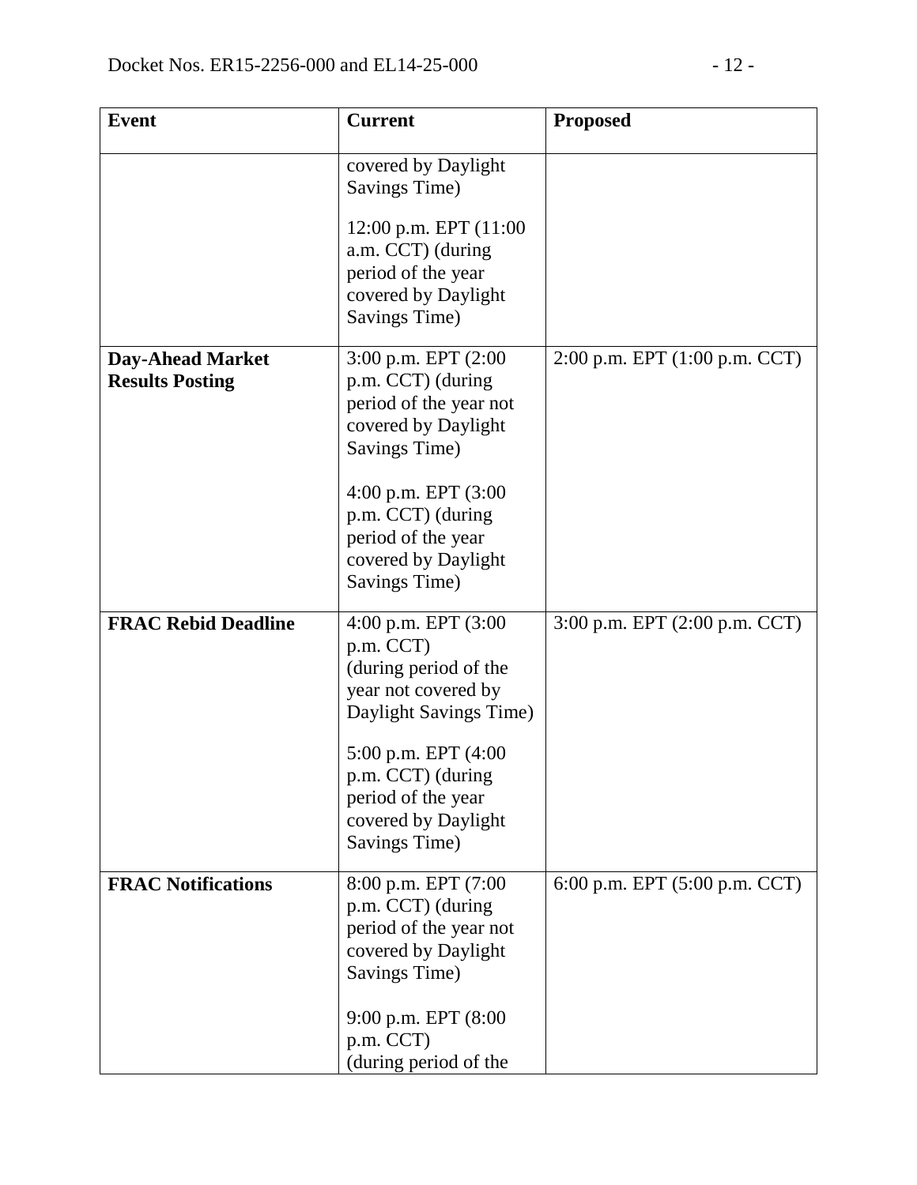| Event | Current | Proposed |
| --- | --- | --- |
| | covered by Daylight Savings Time)<br><br>12:00 p.m. EPT (11:00 a.m. CCT) (during period of the year covered by Daylight Savings Time) | |
| **Day-Ahead Market Results Posting** | 3:00 p.m. EPT (2:00 p.m. CCT) (during period of the year not covered by Daylight Savings Time)<br><br>4:00 p.m. EPT (3:00 p.m. CCT) (during period of the year covered by Daylight Savings Time) | 2:00 p.m. EPT (1:00 p.m. CCT) |
| **FRAC Rebid Deadline** | 4:00 p.m. EPT (3:00 p.m. CCT) (during period of the year not covered by Daylight Savings Time)<br><br>5:00 p.m. EPT (4:00 p.m. CCT) (during period of the year covered by Daylight Savings Time) | 3:00 p.m. EPT (2:00 p.m. CCT) |
| **FRAC Notifications** | 8:00 p.m. EPT (7:00 p.m. CCT) (during period of the year not covered by Daylight Savings Time)<br><br>9:00 p.m. EPT (8:00 p.m. CCT) (during period of the | 6:00 p.m. EPT (5:00 p.m. CCT) |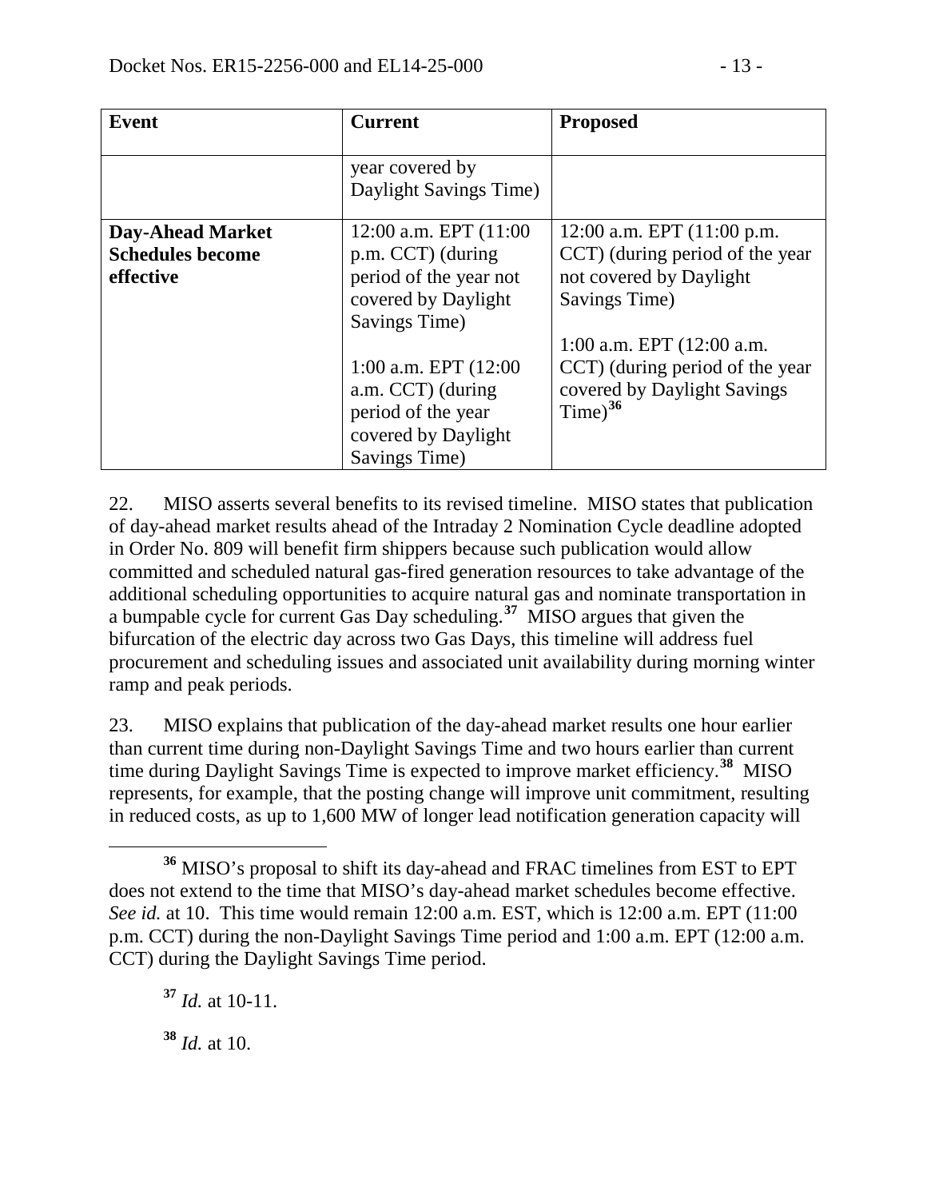| Event | Current | Proposed |
| --- | --- | --- |
| | year covered by Daylight Savings Time) | |
| **Day-Ahead Market Schedules become effective** | 12:00 a.m. EPT (11:00 p.m. CCT) (during period of the year not covered by Daylight Savings Time)<br><br>1:00 a.m. EPT (12:00 a.m. CCT) (during period of the year covered by Daylight Savings Time) | 12:00 a.m. EPT (11:00 p.m. CCT) (during period of the year not covered by Daylight Savings Time)<br><br>1:00 a.m. EPT (12:00 a.m. CCT) (during period of the year covered by Daylight Savings Time)[36] |

22. MISO asserts several benefits to its revised timeline. MISO states that publication of day-ahead market results ahead of the Intraday 2 Nomination Cycle deadline adopted in Order No. 809 will benefit firm shippers because such publication would allow committed and scheduled natural gas-fired generation resources to take advantage of the additional scheduling opportunities to acquire natural gas and nominate transportation in a bumpable cycle for current Gas Day scheduling.[37] MISO argues that given the bifurcation of the electric day across two Gas Days, this timeline will address fuel procurement and scheduling issues and associated unit availability during morning winter ramp and peak periods.

23. MISO explains that publication of the day-ahead market results one hour earlier than current time during non-Daylight Savings Time and two hours earlier than current time during Daylight Savings Time is expected to improve market efficiency.[38] MISO represents, for example, that the posting change will improve unit commitment, resulting in reduced costs, as up to 1,600 MW of longer lead notification generation capacity will

---

[36] MISO's proposal to shift its day-ahead and FRAC timelines from EST to EPT does not extend to the time that MISO's day-ahead market schedules become effective. *See id.* at 10. This time would remain 12:00 a.m. EST, which is 12:00 a.m. EPT (11:00 p.m. CCT) during the non-Daylight Savings Time period and 1:00 a.m. EPT (12:00 a.m. CCT) during the Daylight Savings Time period.

[37] *Id.* at 10-11.

[38] *Id.* at 10.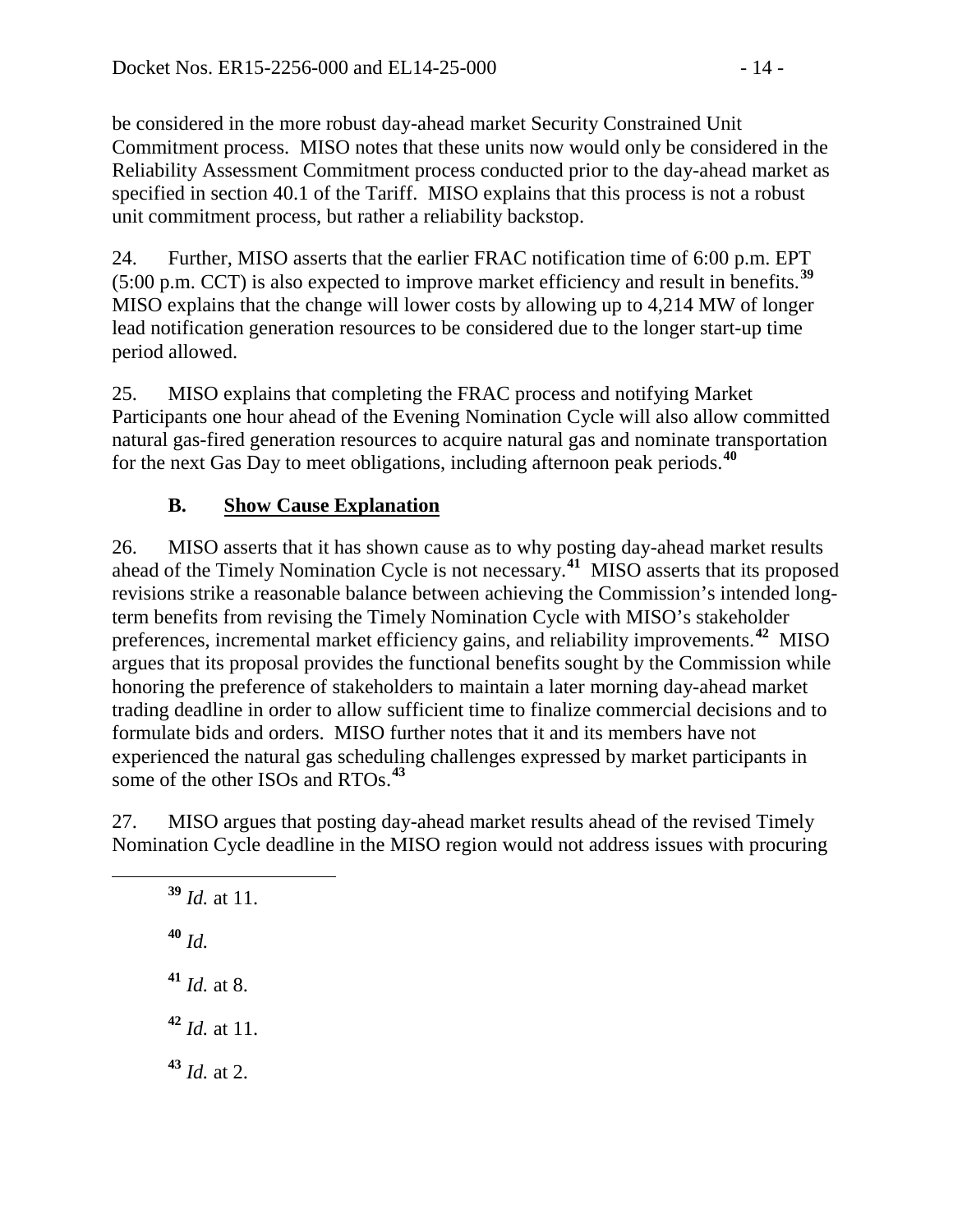be considered in the more robust day-ahead market Security Constrained Unit Commitment process. MISO notes that these units now would only be considered in the Reliability Assessment Commitment process conducted prior to the day-ahead market as specified in section 40.1 of the Tariff. MISO explains that this process is not a robust unit commitment process, but rather a reliability backstop.

24. Further, MISO asserts that the earlier FRAC notification time of 6:00 p.m. EPT (5:00 p.m. CCT) is also expected to improve market efficiency and result in benefits.[39] MISO explains that the change will lower costs by allowing up to 4,214 MW of longer lead notification generation resources to be considered due to the longer start-up time period allowed.

25. MISO explains that completing the FRAC process and notifying Market Participants one hour ahead of the Evening Nomination Cycle will also allow committed natural gas-fired generation resources to acquire natural gas and nominate transportation for the next Gas Day to meet obligations, including afternoon peak periods.[40]

### B. Show Cause Explanation

26. MISO asserts that it has shown cause as to why posting day-ahead market results ahead of the Timely Nomination Cycle is not necessary.[41] MISO asserts that its proposed revisions strike a reasonable balance between achieving the Commission's intended long-term benefits from revising the Timely Nomination Cycle with MISO's stakeholder preferences, incremental market efficiency gains, and reliability improvements.[42] MISO argues that its proposal provides the functional benefits sought by the Commission while honoring the preference of stakeholders to maintain a later morning day-ahead market trading deadline in order to allow sufficient time to finalize commercial decisions and to formulate bids and orders. MISO further notes that it and its members have not experienced the natural gas scheduling challenges expressed by market participants in some of the other ISOs and RTOs.[43]

27. MISO argues that posting day-ahead market results ahead of the revised Timely Nomination Cycle deadline in the MISO region would not address issues with procuring

---

[39] *Id.* at 11.

[40] *Id.*

[41] *Id.* at 8.

[42] *Id.* at 11.

[43] *Id.* at 2.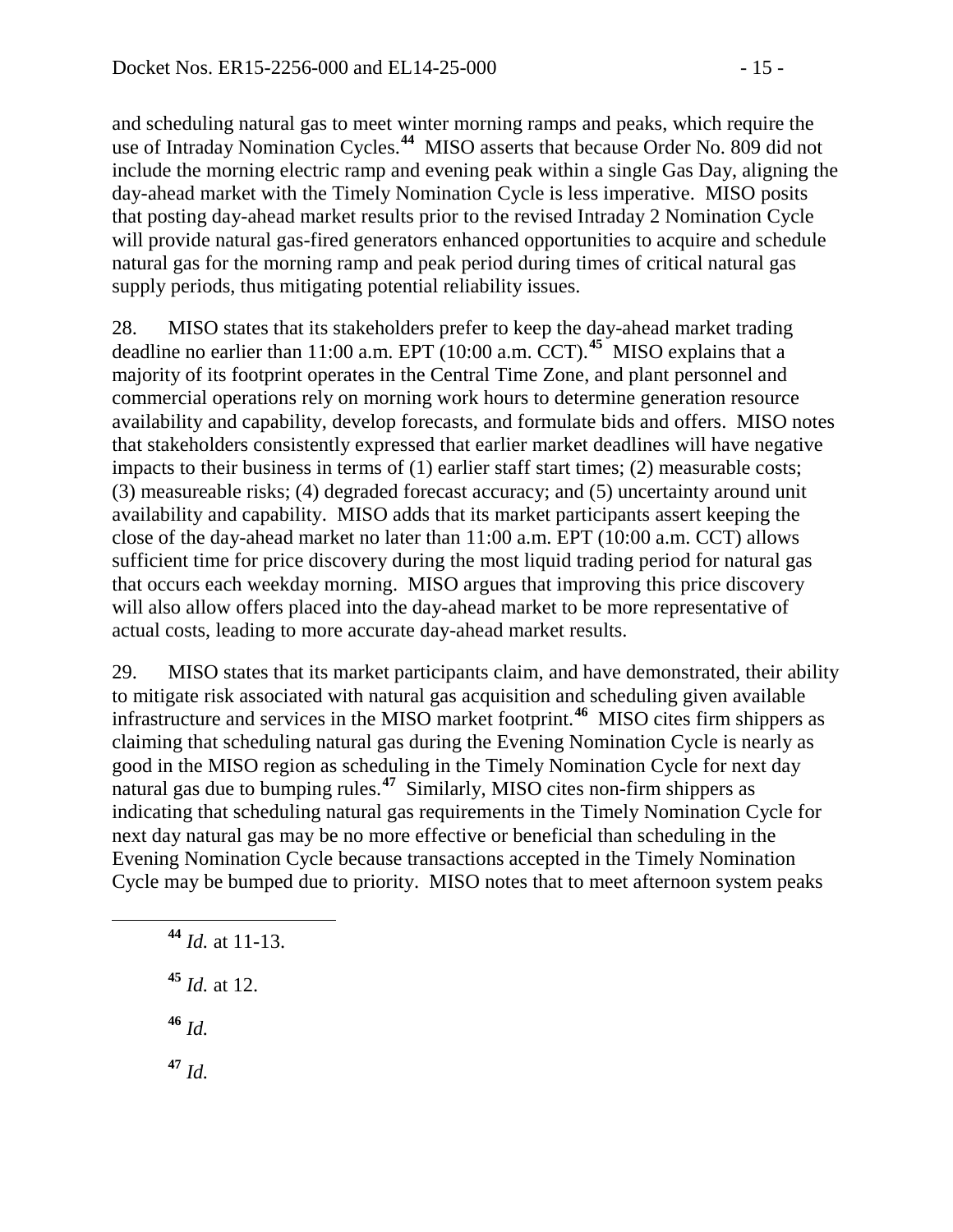and scheduling natural gas to meet winter morning ramps and peaks, which require the use of Intraday Nomination Cycles.[44] MISO asserts that because Order No. 809 did not include the morning electric ramp and evening peak within a single Gas Day, aligning the day-ahead market with the Timely Nomination Cycle is less imperative. MISO posits that posting day-ahead market results prior to the revised Intraday 2 Nomination Cycle will provide natural gas-fired generators enhanced opportunities to acquire and schedule natural gas for the morning ramp and peak period during times of critical natural gas supply periods, thus mitigating potential reliability issues.

28. MISO states that its stakeholders prefer to keep the day-ahead market trading deadline no earlier than 11:00 a.m. EPT (10:00 a.m. CCT).[45] MISO explains that a majority of its footprint operates in the Central Time Zone, and plant personnel and commercial operations rely on morning work hours to determine generation resource availability and capability, develop forecasts, and formulate bids and offers. MISO notes that stakeholders consistently expressed that earlier market deadlines will have negative impacts to their business in terms of (1) earlier staff start times; (2) measurable costs; (3) measureable risks; (4) degraded forecast accuracy; and (5) uncertainty around unit availability and capability. MISO adds that its market participants assert keeping the close of the day-ahead market no later than 11:00 a.m. EPT (10:00 a.m. CCT) allows sufficient time for price discovery during the most liquid trading period for natural gas that occurs each weekday morning. MISO argues that improving this price discovery will also allow offers placed into the day-ahead market to be more representative of actual costs, leading to more accurate day-ahead market results.

29. MISO states that its market participants claim, and have demonstrated, their ability to mitigate risk associated with natural gas acquisition and scheduling given available infrastructure and services in the MISO market footprint.[46] MISO cites firm shippers as claiming that scheduling natural gas during the Evening Nomination Cycle is nearly as good in the MISO region as scheduling in the Timely Nomination Cycle for next day natural gas due to bumping rules.[47] Similarly, MISO cites non-firm shippers as indicating that scheduling natural gas requirements in the Timely Nomination Cycle for next day natural gas may be no more effective or beneficial than scheduling in the Evening Nomination Cycle because transactions accepted in the Timely Nomination Cycle may be bumped due to priority. MISO notes that to meet afternoon system peaks

---

[44] *Id.* at 11-13.

[45] *Id.* at 12.

[46] *Id.*

[47] *Id.*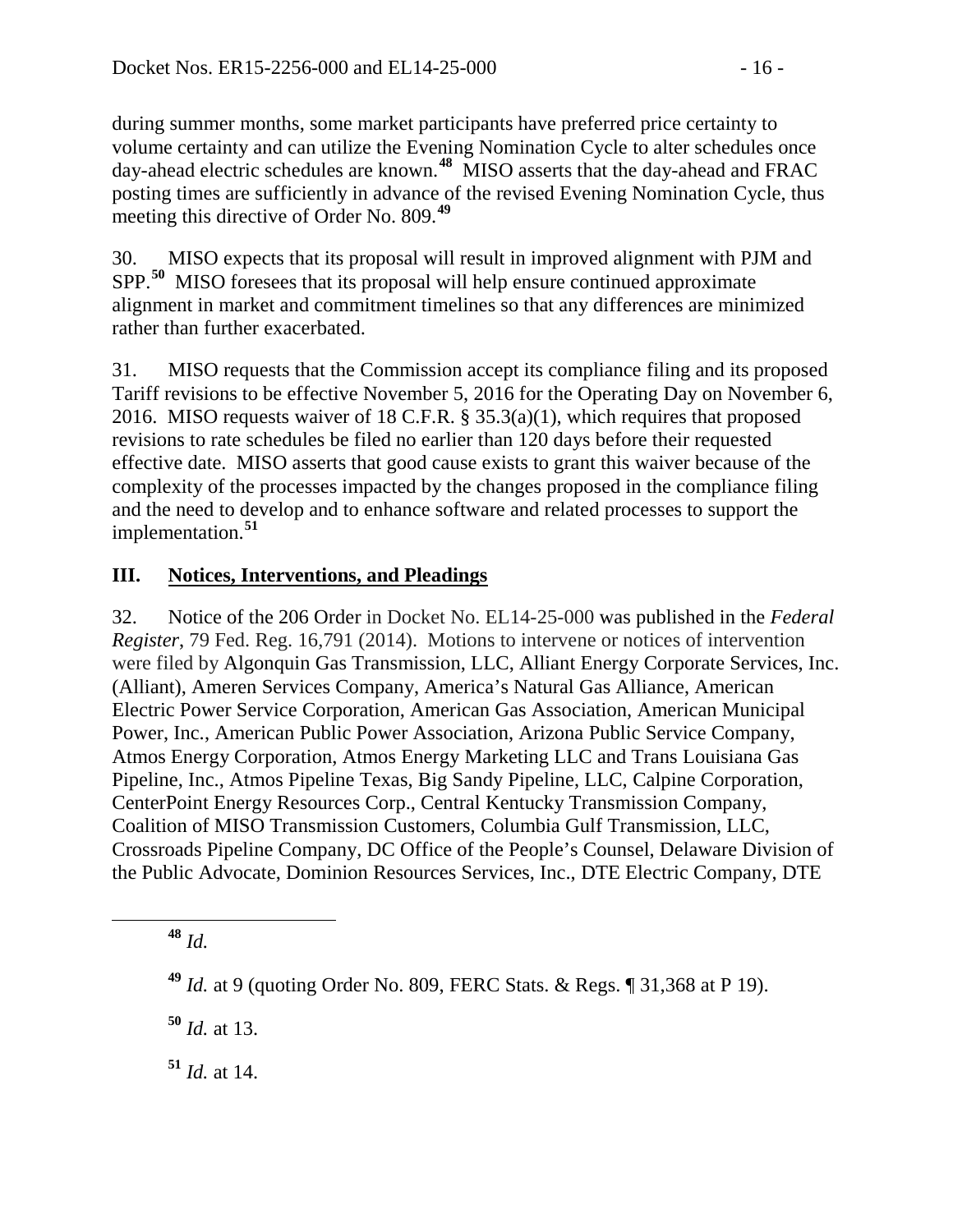during summer months, some market participants have preferred price certainty to volume certainty and can utilize the Evening Nomination Cycle to alter schedules once day-ahead electric schedules are known.[48] MISO asserts that the day-ahead and FRAC posting times are sufficiently in advance of the revised Evening Nomination Cycle, thus meeting this directive of Order No. 809.[49]

30. MISO expects that its proposal will result in improved alignment with PJM and SPP.[50] MISO foresees that its proposal will help ensure continued approximate alignment in market and commitment timelines so that any differences are minimized rather than further exacerbated.

31. MISO requests that the Commission accept its compliance filing and its proposed Tariff revisions to be effective November 5, 2016 for the Operating Day on November 6, 2016. MISO requests waiver of 18 C.F.R. § 35.3(a)(1), which requires that proposed revisions to rate schedules be filed no earlier than 120 days before their requested effective date. MISO asserts that good cause exists to grant this waiver because of the complexity of the processes impacted by the changes proposed in the compliance filing and the need to develop and to enhance software and related processes to support the implementation.[51]

## III. Notices, Interventions, and Pleadings

32. Notice of the 206 Order in Docket No. EL14-25-000 was published in the *Federal Register*, 79 Fed. Reg. 16,791 (2014). Motions to intervene or notices of intervention were filed by Algonquin Gas Transmission, LLC, Alliant Energy Corporate Services, Inc. (Alliant), Ameren Services Company, America's Natural Gas Alliance, American Electric Power Service Corporation, American Gas Association, American Municipal Power, Inc., American Public Power Association, Arizona Public Service Company, Atmos Energy Corporation, Atmos Energy Marketing LLC and Trans Louisiana Gas Pipeline, Inc., Atmos Pipeline Texas, Big Sandy Pipeline, LLC, Calpine Corporation, CenterPoint Energy Resources Corp., Central Kentucky Transmission Company, Coalition of MISO Transmission Customers, Columbia Gulf Transmission, LLC, Crossroads Pipeline Company, DC Office of the People's Counsel, Delaware Division of the Public Advocate, Dominion Resources Services, Inc., DTE Electric Company, DTE

---

[48] *Id.*

[49] *Id.* at 9 (quoting Order No. 809, FERC Stats. & Regs. ¶ 31,368 at P 19).

[50] *Id.* at 13.

[51] *Id.* at 14.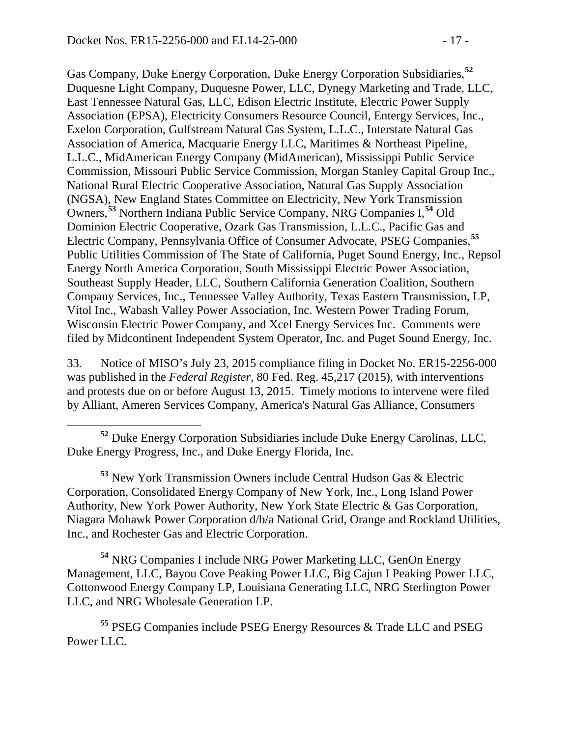Gas Company, Duke Energy Corporation, Duke Energy Corporation Subsidiaries,[52] Duquesne Light Company, Duquesne Power, LLC, Dynegy Marketing and Trade, LLC, East Tennessee Natural Gas, LLC, Edison Electric Institute, Electric Power Supply Association (EPSA), Electricity Consumers Resource Council, Entergy Services, Inc., Exelon Corporation, Gulfstream Natural Gas System, L.L.C., Interstate Natural Gas Association of America, Macquarie Energy LLC, Maritimes & Northeast Pipeline, L.L.C., MidAmerican Energy Company (MidAmerican), Mississippi Public Service Commission, Missouri Public Service Commission, Morgan Stanley Capital Group Inc., National Rural Electric Cooperative Association, Natural Gas Supply Association (NGSA), New England States Committee on Electricity, New York Transmission Owners,[53] Northern Indiana Public Service Company, NRG Companies I,[54] Old Dominion Electric Cooperative, Ozark Gas Transmission, L.L.C., Pacific Gas and Electric Company, Pennsylvania Office of Consumer Advocate, PSEG Companies,[55] Public Utilities Commission of The State of California, Puget Sound Energy, Inc., Repsol Energy North America Corporation, South Mississippi Electric Power Association, Southeast Supply Header, LLC, Southern California Generation Coalition, Southern Company Services, Inc., Tennessee Valley Authority, Texas Eastern Transmission, LP, Vitol Inc., Wabash Valley Power Association, Inc. Western Power Trading Forum, Wisconsin Electric Power Company, and Xcel Energy Services Inc. Comments were filed by Midcontinent Independent System Operator, Inc. and Puget Sound Energy, Inc.

33. Notice of MISO's July 23, 2015 compliance filing in Docket No. ER15-2256-000 was published in the *Federal Register*, 80 Fed. Reg. 45,217 (2015), with interventions and protests due on or before August 13, 2015. Timely motions to intervene were filed by Alliant, Ameren Services Company, America's Natural Gas Alliance, Consumers

---

[52] Duke Energy Corporation Subsidiaries include Duke Energy Carolinas, LLC, Duke Energy Progress, Inc., and Duke Energy Florida, Inc.

[53] New York Transmission Owners include Central Hudson Gas & Electric Corporation, Consolidated Energy Company of New York, Inc., Long Island Power Authority, New York Power Authority, New York State Electric & Gas Corporation, Niagara Mohawk Power Corporation d/b/a National Grid, Orange and Rockland Utilities, Inc., and Rochester Gas and Electric Corporation.

[54] NRG Companies I include NRG Power Marketing LLC, GenOn Energy Management, LLC, Bayou Cove Peaking Power LLC, Big Cajun I Peaking Power LLC, Cottonwood Energy Company LP, Louisiana Generating LLC, NRG Sterlington Power LLC, and NRG Wholesale Generation LP.

[55] PSEG Companies include PSEG Energy Resources & Trade LLC and PSEG Power LLC.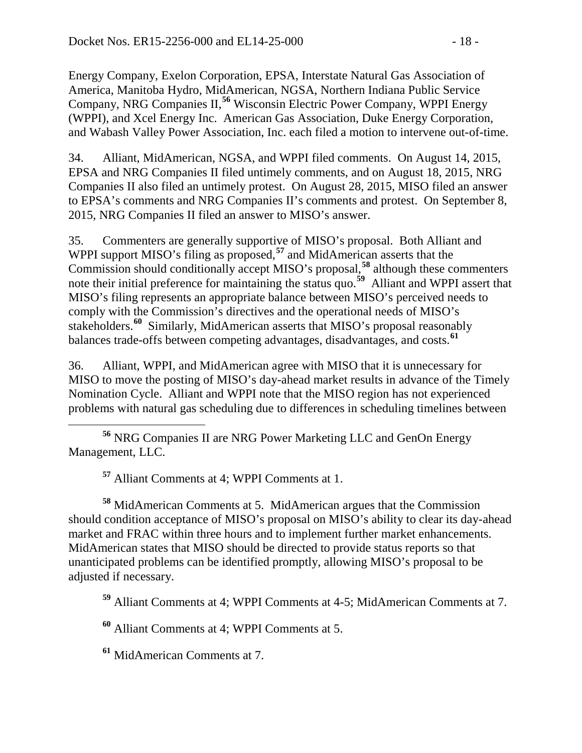Energy Company, Exelon Corporation, EPSA, Interstate Natural Gas Association of America, Manitoba Hydro, MidAmerican, NGSA, Northern Indiana Public Service Company, NRG Companies II,[56] Wisconsin Electric Power Company, WPPI Energy (WPPI), and Xcel Energy Inc. American Gas Association, Duke Energy Corporation, and Wabash Valley Power Association, Inc. each filed a motion to intervene out-of-time.

34. Alliant, MidAmerican, NGSA, and WPPI filed comments. On August 14, 2015, EPSA and NRG Companies II filed untimely comments, and on August 18, 2015, NRG Companies II also filed an untimely protest. On August 28, 2015, MISO filed an answer to EPSA's comments and NRG Companies II's comments and protest. On September 8, 2015, NRG Companies II filed an answer to MISO's answer.

35. Commenters are generally supportive of MISO's proposal. Both Alliant and WPPI support MISO's filing as proposed,[57] and MidAmerican asserts that the Commission should conditionally accept MISO's proposal,[58] although these commenters note their initial preference for maintaining the status quo.[59] Alliant and WPPI assert that MISO's filing represents an appropriate balance between MISO's perceived needs to comply with the Commission's directives and the operational needs of MISO's stakeholders.[60] Similarly, MidAmerican asserts that MISO's proposal reasonably balances trade-offs between competing advantages, disadvantages, and costs.[61]

36. Alliant, WPPI, and MidAmerican agree with MISO that it is unnecessary for MISO to move the posting of MISO's day-ahead market results in advance of the Timely Nomination Cycle. Alliant and WPPI note that the MISO region has not experienced problems with natural gas scheduling due to differences in scheduling timelines between

---

[56] NRG Companies II are NRG Power Marketing LLC and GenOn Energy Management, LLC.

[57] Alliant Comments at 4; WPPI Comments at 1.

[58] MidAmerican Comments at 5. MidAmerican argues that the Commission should condition acceptance of MISO's proposal on MISO's ability to clear its day-ahead market and FRAC within three hours and to implement further market enhancements. MidAmerican states that MISO should be directed to provide status reports so that unanticipated problems can be identified promptly, allowing MISO's proposal to be adjusted if necessary.

[59] Alliant Comments at 4; WPPI Comments at 4-5; MidAmerican Comments at 7.

[60] Alliant Comments at 4; WPPI Comments at 5.

[61] MidAmerican Comments at 7.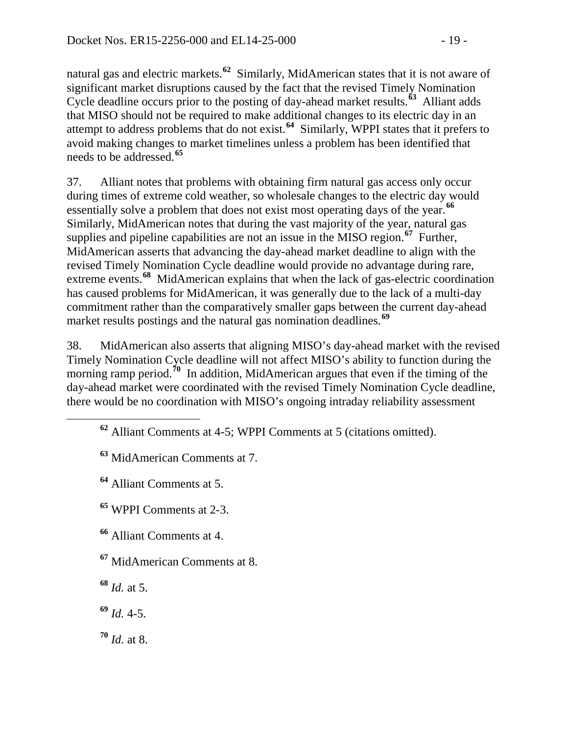natural gas and electric markets.[62] Similarly, MidAmerican states that it is not aware of significant market disruptions caused by the fact that the revised Timely Nomination Cycle deadline occurs prior to the posting of day-ahead market results.[63] Alliant adds that MISO should not be required to make additional changes to its electric day in an attempt to address problems that do not exist.[64] Similarly, WPPI states that it prefers to avoid making changes to market timelines unless a problem has been identified that needs to be addressed.[65]

37. Alliant notes that problems with obtaining firm natural gas access only occur during times of extreme cold weather, so wholesale changes to the electric day would essentially solve a problem that does not exist most operating days of the year.[66] Similarly, MidAmerican notes that during the vast majority of the year, natural gas supplies and pipeline capabilities are not an issue in the MISO region.[67] Further, MidAmerican asserts that advancing the day-ahead market deadline to align with the revised Timely Nomination Cycle deadline would provide no advantage during rare, extreme events.[68] MidAmerican explains that when the lack of gas-electric coordination has caused problems for MidAmerican, it was generally due to the lack of a multi-day commitment rather than the comparatively smaller gaps between the current day-ahead market results postings and the natural gas nomination deadlines.[69]

38. MidAmerican also asserts that aligning MISO's day-ahead market with the revised Timely Nomination Cycle deadline will not affect MISO's ability to function during the morning ramp period.[70] In addition, MidAmerican argues that even if the timing of the day-ahead market were coordinated with the revised Timely Nomination Cycle deadline, there would be no coordination with MISO's ongoing intraday reliability assessment

---

[62] Alliant Comments at 4-5; WPPI Comments at 5 (citations omitted).

[63] MidAmerican Comments at 7.

[64] Alliant Comments at 5.

[65] WPPI Comments at 2-3.

[66] Alliant Comments at 4.

[67] MidAmerican Comments at 8.

[68] *Id.* at 5.

[69] *Id.* 4-5.

[70] *Id.* at 8.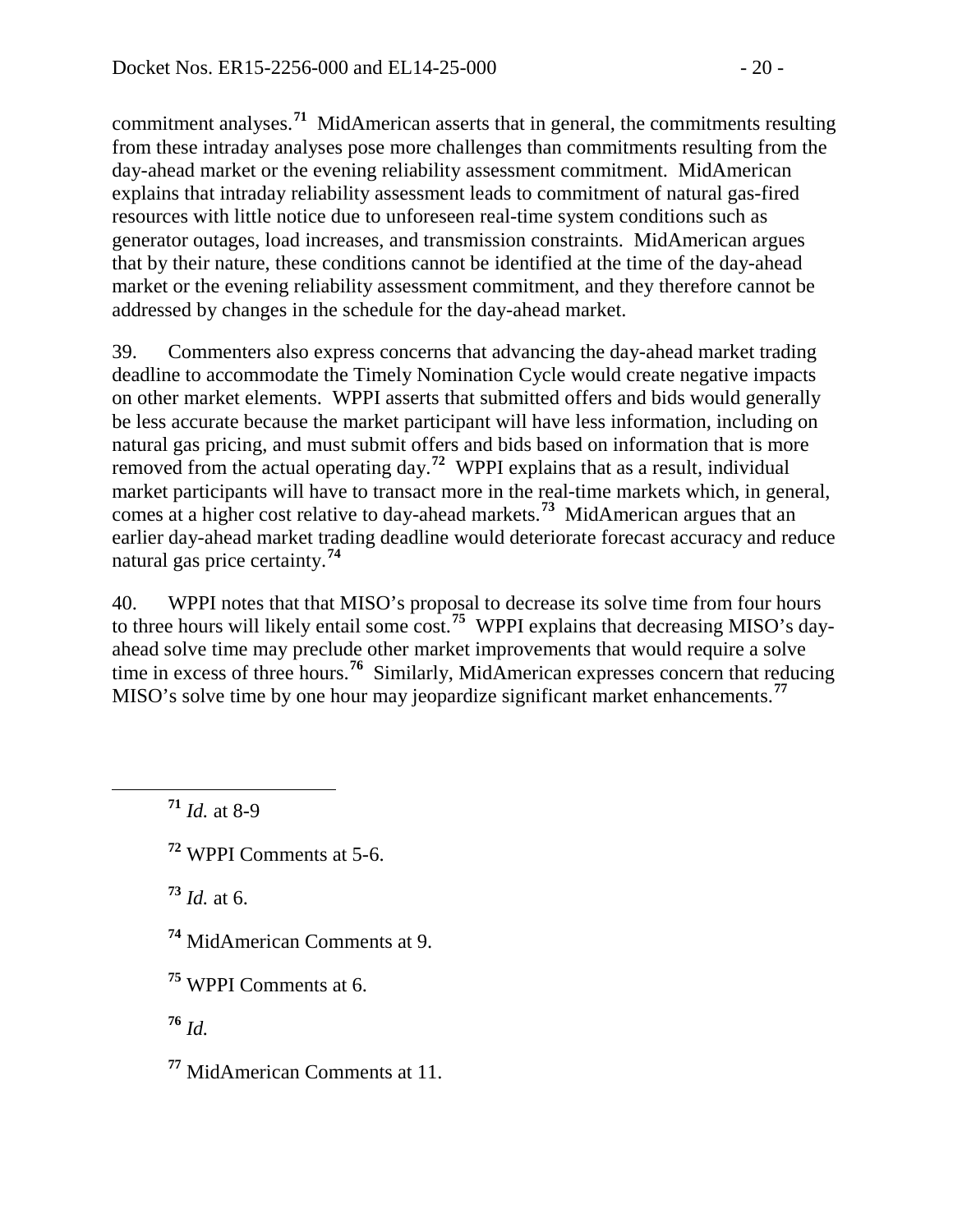commitment analyses.[71] MidAmerican asserts that in general, the commitments resulting from these intraday analyses pose more challenges than commitments resulting from the day-ahead market or the evening reliability assessment commitment. MidAmerican explains that intraday reliability assessment leads to commitment of natural gas-fired resources with little notice due to unforeseen real-time system conditions such as generator outages, load increases, and transmission constraints. MidAmerican argues that by their nature, these conditions cannot be identified at the time of the day-ahead market or the evening reliability assessment commitment, and they therefore cannot be addressed by changes in the schedule for the day-ahead market.

39. Commenters also express concerns that advancing the day-ahead market trading deadline to accommodate the Timely Nomination Cycle would create negative impacts on other market elements. WPPI asserts that submitted offers and bids would generally be less accurate because the market participant will have less information, including on natural gas pricing, and must submit offers and bids based on information that is more removed from the actual operating day.[72] WPPI explains that as a result, individual market participants will have to transact more in the real-time markets which, in general, comes at a higher cost relative to day-ahead markets.[73] MidAmerican argues that an earlier day-ahead market trading deadline would deteriorate forecast accuracy and reduce natural gas price certainty.[74]

40. WPPI notes that that MISO's proposal to decrease its solve time from four hours to three hours will likely entail some cost.[75] WPPI explains that decreasing MISO's day-ahead solve time may preclude other market improvements that would require a solve time in excess of three hours.[76] Similarly, MidAmerican expresses concern that reducing MISO's solve time by one hour may jeopardize significant market enhancements.[77]

---

[71] *Id.* at 8-9

[72] WPPI Comments at 5-6.

[73] *Id.* at 6.

[74] MidAmerican Comments at 9.

[75] WPPI Comments at 6.

[76] *Id.*

[77] MidAmerican Comments at 11.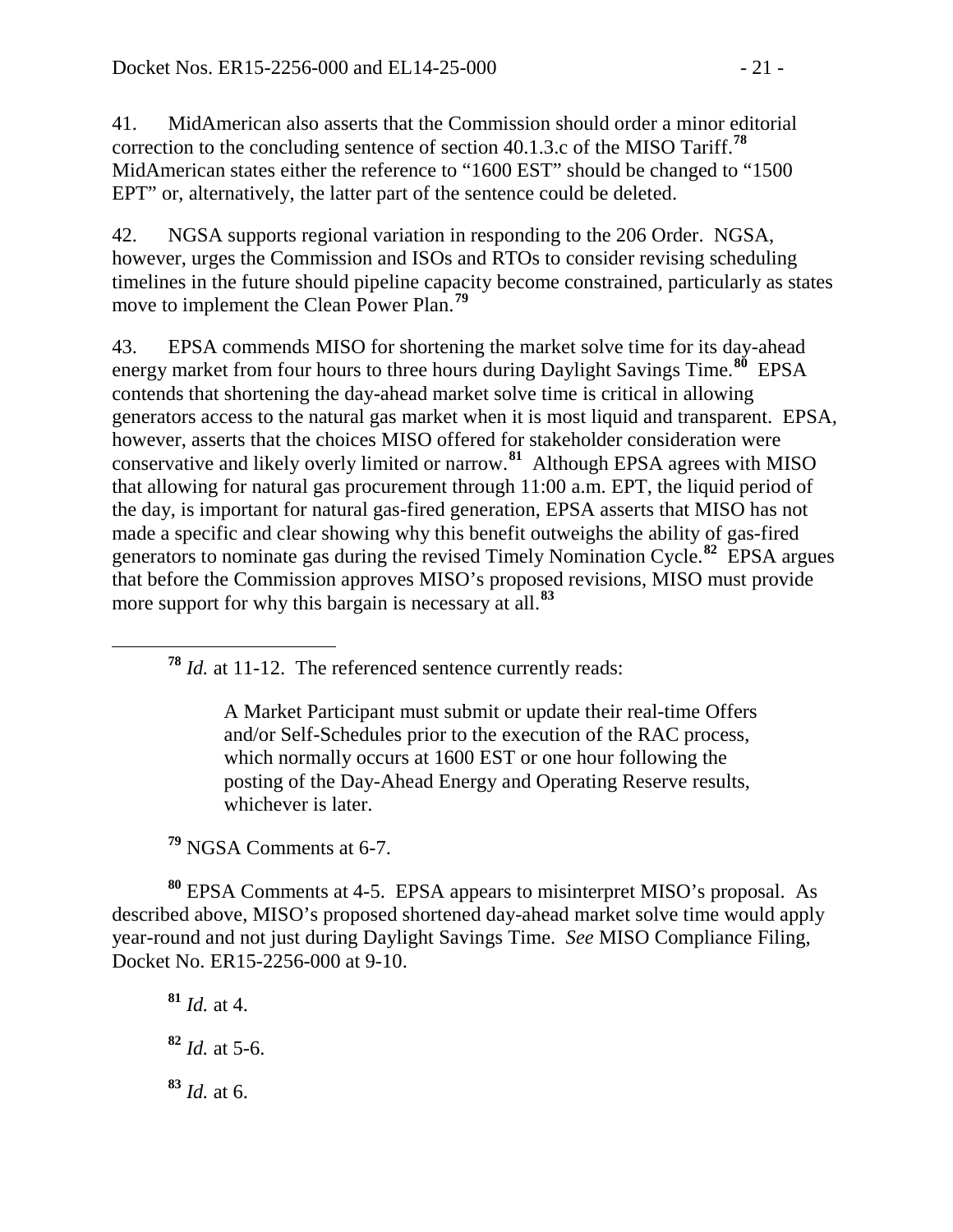41. MidAmerican also asserts that the Commission should order a minor editorial correction to the concluding sentence of section 40.1.3.c of the MISO Tariff.[78] MidAmerican states either the reference to "1600 EST" should be changed to "1500 EPT" or, alternatively, the latter part of the sentence could be deleted.

42. NGSA supports regional variation in responding to the 206 Order. NGSA, however, urges the Commission and ISOs and RTOs to consider revising scheduling timelines in the future should pipeline capacity become constrained, particularly as states move to implement the Clean Power Plan.[79]

43. EPSA commends MISO for shortening the market solve time for its day-ahead energy market from four hours to three hours during Daylight Savings Time.[80] EPSA contends that shortening the day-ahead market solve time is critical in allowing generators access to the natural gas market when it is most liquid and transparent. EPSA, however, asserts that the choices MISO offered for stakeholder consideration were conservative and likely overly limited or narrow.[81] Although EPSA agrees with MISO that allowing for natural gas procurement through 11:00 a.m. EPT, the liquid period of the day, is important for natural gas-fired generation, EPSA asserts that MISO has not made a specific and clear showing why this benefit outweighs the ability of gas-fired generators to nominate gas during the revised Timely Nomination Cycle.[82] EPSA argues that before the Commission approves MISO's proposed revisions, MISO must provide more support for why this bargain is necessary at all.[83]

---

[78] *Id.* at 11-12. The referenced sentence currently reads:

> A Market Participant must submit or update their real-time Offers and/or Self-Schedules prior to the execution of the RAC process, which normally occurs at 1600 EST or one hour following the posting of the Day-Ahead Energy and Operating Reserve results, whichever is later.

[79] NGSA Comments at 6-7.

[80] EPSA Comments at 4-5. EPSA appears to misinterpret MISO's proposal. As described above, MISO's proposed shortened day-ahead market solve time would apply year-round and not just during Daylight Savings Time. *See* MISO Compliance Filing, Docket No. ER15-2256-000 at 9-10.

[81] *Id.* at 4.

[82] *Id.* at 5-6.

[83] *Id.* at 6.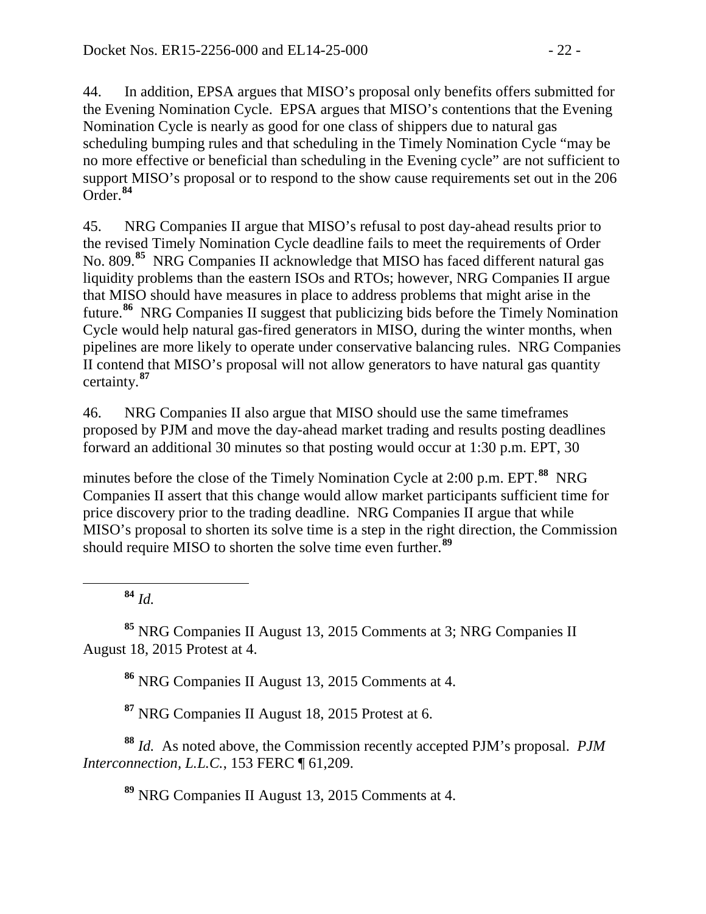44. In addition, EPSA argues that MISO's proposal only benefits offers submitted for the Evening Nomination Cycle. EPSA argues that MISO's contentions that the Evening Nomination Cycle is nearly as good for one class of shippers due to natural gas scheduling bumping rules and that scheduling in the Timely Nomination Cycle "may be no more effective or beneficial than scheduling in the Evening cycle" are not sufficient to support MISO's proposal or to respond to the show cause requirements set out in the 206 Order.[84]

45. NRG Companies II argue that MISO's refusal to post day-ahead results prior to the revised Timely Nomination Cycle deadline fails to meet the requirements of Order No. 809.[85] NRG Companies II acknowledge that MISO has faced different natural gas liquidity problems than the eastern ISOs and RTOs; however, NRG Companies II argue that MISO should have measures in place to address problems that might arise in the future.[86] NRG Companies II suggest that publicizing bids before the Timely Nomination Cycle would help natural gas-fired generators in MISO, during the winter months, when pipelines are more likely to operate under conservative balancing rules. NRG Companies II contend that MISO's proposal will not allow generators to have natural gas quantity certainty.[87]

46. NRG Companies II also argue that MISO should use the same timeframes proposed by PJM and move the day-ahead market trading and results posting deadlines forward an additional 30 minutes so that posting would occur at 1:30 p.m. EPT, 30 minutes before the close of the Timely Nomination Cycle at 2:00 p.m. EPT.[88] NRG Companies II assert that this change would allow market participants sufficient time for price discovery prior to the trading deadline. NRG Companies II argue that while MISO's proposal to shorten its solve time is a step in the right direction, the Commission should require MISO to shorten the solve time even further.[89]

---

[84] *Id.*

[85] NRG Companies II August 13, 2015 Comments at 3; NRG Companies II August 18, 2015 Protest at 4.

[86] NRG Companies II August 13, 2015 Comments at 4.

[87] NRG Companies II August 18, 2015 Protest at 6.

[88] *Id.* As noted above, the Commission recently accepted PJM's proposal. *PJM Interconnection, L.L.C.*, 153 FERC ¶ 61,209.

[89] NRG Companies II August 13, 2015 Comments at 4.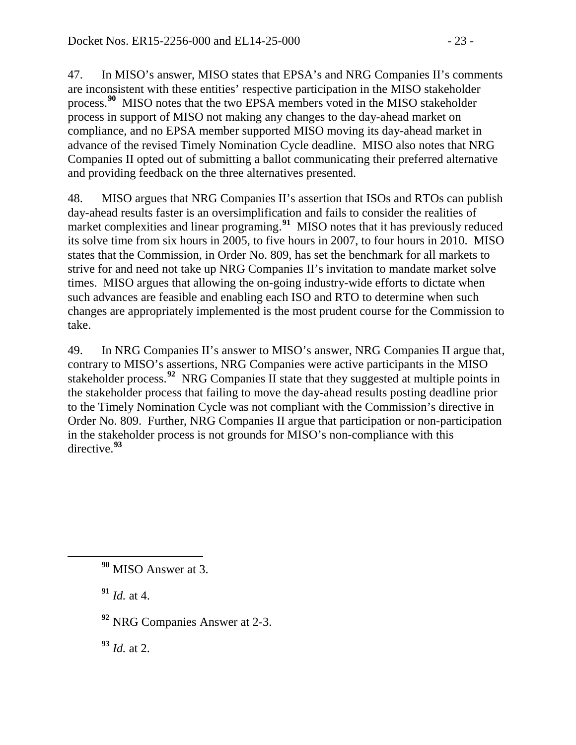47. In MISO's answer, MISO states that EPSA's and NRG Companies II's comments are inconsistent with these entities' respective participation in the MISO stakeholder process.[90] MISO notes that the two EPSA members voted in the MISO stakeholder process in support of MISO not making any changes to the day-ahead market on compliance, and no EPSA member supported MISO moving its day-ahead market in advance of the revised Timely Nomination Cycle deadline. MISO also notes that NRG Companies II opted out of submitting a ballot communicating their preferred alternative and providing feedback on the three alternatives presented.

48. MISO argues that NRG Companies II's assertion that ISOs and RTOs can publish day-ahead results faster is an oversimplification and fails to consider the realities of market complexities and linear programing.[91] MISO notes that it has previously reduced its solve time from six hours in 2005, to five hours in 2007, to four hours in 2010. MISO states that the Commission, in Order No. 809, has set the benchmark for all markets to strive for and need not take up NRG Companies II's invitation to mandate market solve times. MISO argues that allowing the on-going industry-wide efforts to dictate when such advances are feasible and enabling each ISO and RTO to determine when such changes are appropriately implemented is the most prudent course for the Commission to take.

49. In NRG Companies II's answer to MISO's answer, NRG Companies II argue that, contrary to MISO's assertions, NRG Companies were active participants in the MISO stakeholder process.[92] NRG Companies II state that they suggested at multiple points in the stakeholder process that failing to move the day-ahead results posting deadline prior to the Timely Nomination Cycle was not compliant with the Commission's directive in Order No. 809. Further, NRG Companies II argue that participation or non-participation in the stakeholder process is not grounds for MISO's non-compliance with this directive.[93]

---

[90] MISO Answer at 3.

[91] *Id.* at 4.

[92] NRG Companies Answer at 2-3.

[93] *Id.* at 2.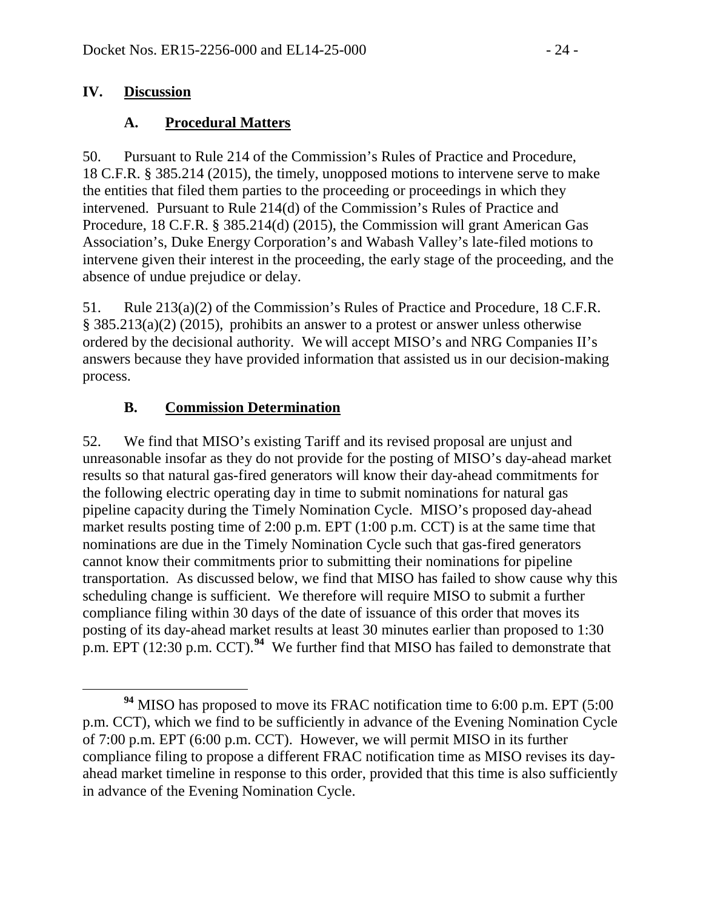## IV. Discussion

### A. Procedural Matters

50. Pursuant to Rule 214 of the Commission's Rules of Practice and Procedure, 18 C.F.R. § 385.214 (2015), the timely, unopposed motions to intervene serve to make the entities that filed them parties to the proceeding or proceedings in which they intervened. Pursuant to Rule 214(d) of the Commission's Rules of Practice and Procedure, 18 C.F.R. § 385.214(d) (2015), the Commission will grant American Gas Association's, Duke Energy Corporation's and Wabash Valley's late-filed motions to intervene given their interest in the proceeding, the early stage of the proceeding, and the absence of undue prejudice or delay.

51. Rule 213(a)(2) of the Commission's Rules of Practice and Procedure, 18 C.F.R. § 385.213(a)(2) (2015), prohibits an answer to a protest or answer unless otherwise ordered by the decisional authority. We will accept MISO's and NRG Companies II's answers because they have provided information that assisted us in our decision-making process.

### B. Commission Determination

52. We find that MISO's existing Tariff and its revised proposal are unjust and unreasonable insofar as they do not provide for the posting of MISO's day-ahead market results so that natural gas-fired generators will know their day-ahead commitments for the following electric operating day in time to submit nominations for natural gas pipeline capacity during the Timely Nomination Cycle. MISO's proposed day-ahead market results posting time of 2:00 p.m. EPT (1:00 p.m. CCT) is at the same time that nominations are due in the Timely Nomination Cycle such that gas-fired generators cannot know their commitments prior to submitting their nominations for pipeline transportation. As discussed below, we find that MISO has failed to show cause why this scheduling change is sufficient. We therefore will require MISO to submit a further compliance filing within 30 days of the date of issuance of this order that moves its posting of its day-ahead market results at least 30 minutes earlier than proposed to 1:30 p.m. EPT (12:30 p.m. CCT).[94] We further find that MISO has failed to demonstrate that

[94] MISO has proposed to move its FRAC notification time to 6:00 p.m. EPT (5:00 p.m. CCT), which we find to be sufficiently in advance of the Evening Nomination Cycle of 7:00 p.m. EPT (6:00 p.m. CCT). However, we will permit MISO in its further compliance filing to propose a different FRAC notification time as MISO revises its day-ahead market timeline in response to this order, provided that this time is also sufficiently in advance of the Evening Nomination Cycle.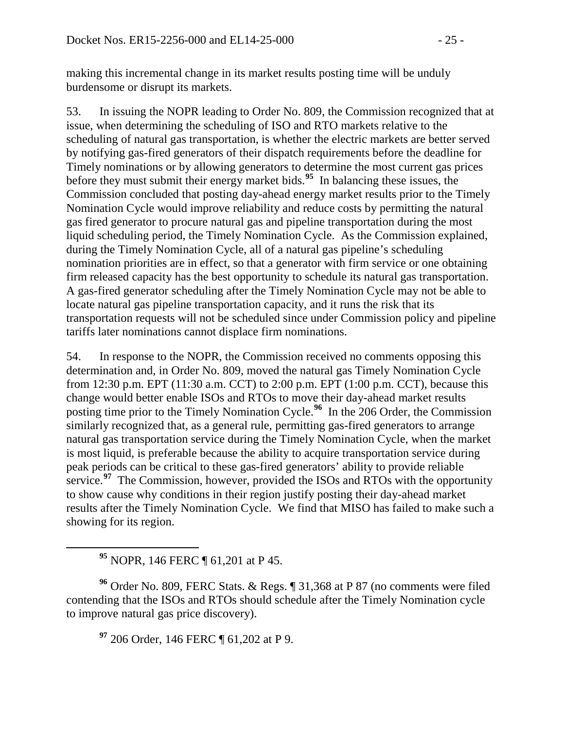making this incremental change in its market results posting time will be unduly burdensome or disrupt its markets.

53. In issuing the NOPR leading to Order No. 809, the Commission recognized that at issue, when determining the scheduling of ISO and RTO markets relative to the scheduling of natural gas transportation, is whether the electric markets are better served by notifying gas-fired generators of their dispatch requirements before the deadline for Timely nominations or by allowing generators to determine the most current gas prices before they must submit their energy market bids.[95] In balancing these issues, the Commission concluded that posting day-ahead energy market results prior to the Timely Nomination Cycle would improve reliability and reduce costs by permitting the natural gas fired generator to procure natural gas and pipeline transportation during the most liquid scheduling period, the Timely Nomination Cycle. As the Commission explained, during the Timely Nomination Cycle, all of a natural gas pipeline's scheduling nomination priorities are in effect, so that a generator with firm service or one obtaining firm released capacity has the best opportunity to schedule its natural gas transportation. A gas-fired generator scheduling after the Timely Nomination Cycle may not be able to locate natural gas pipeline transportation capacity, and it runs the risk that its transportation requests will not be scheduled since under Commission policy and pipeline tariffs later nominations cannot displace firm nominations.

54. In response to the NOPR, the Commission received no comments opposing this determination and, in Order No. 809, moved the natural gas Timely Nomination Cycle from 12:30 p.m. EPT (11:30 a.m. CCT) to 2:00 p.m. EPT (1:00 p.m. CCT), because this change would better enable ISOs and RTOs to move their day-ahead market results posting time prior to the Timely Nomination Cycle.[96] In the 206 Order, the Commission similarly recognized that, as a general rule, permitting gas-fired generators to arrange natural gas transportation service during the Timely Nomination Cycle, when the market is most liquid, is preferable because the ability to acquire transportation service during peak periods can be critical to these gas-fired generators' ability to provide reliable service.[97] The Commission, however, provided the ISOs and RTOs with the opportunity to show cause why conditions in their region justify posting their day-ahead market results after the Timely Nomination Cycle. We find that MISO has failed to make such a showing for its region.

[95] NOPR, 146 FERC ¶ 61,201 at P 45.

[96] Order No. 809, FERC Stats. & Regs. ¶ 31,368 at P 87 (no comments were filed contending that the ISOs and RTOs should schedule after the Timely Nomination cycle to improve natural gas price discovery).

[97] 206 Order, 146 FERC ¶ 61,202 at P 9.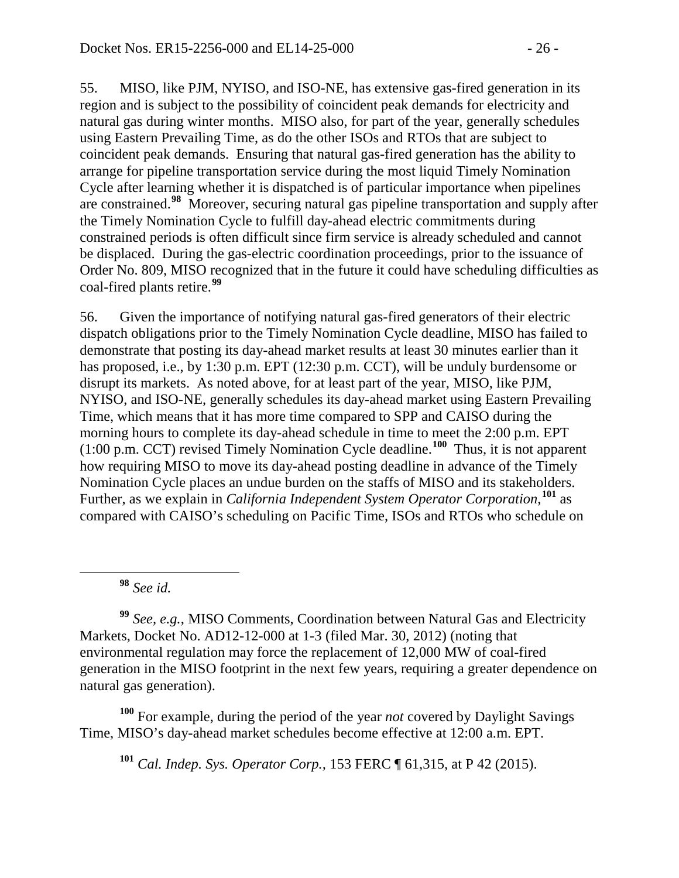55. MISO, like PJM, NYISO, and ISO-NE, has extensive gas-fired generation in its region and is subject to the possibility of coincident peak demands for electricity and natural gas during winter months. MISO also, for part of the year, generally schedules using Eastern Prevailing Time, as do the other ISOs and RTOs that are subject to coincident peak demands. Ensuring that natural gas-fired generation has the ability to arrange for pipeline transportation service during the most liquid Timely Nomination Cycle after learning whether it is dispatched is of particular importance when pipelines are constrained.[98] Moreover, securing natural gas pipeline transportation and supply after the Timely Nomination Cycle to fulfill day-ahead electric commitments during constrained periods is often difficult since firm service is already scheduled and cannot be displaced. During the gas-electric coordination proceedings, prior to the issuance of Order No. 809, MISO recognized that in the future it could have scheduling difficulties as coal-fired plants retire.[99]

56. Given the importance of notifying natural gas-fired generators of their electric dispatch obligations prior to the Timely Nomination Cycle deadline, MISO has failed to demonstrate that posting its day-ahead market results at least 30 minutes earlier than it has proposed, i.e., by 1:30 p.m. EPT (12:30 p.m. CCT), will be unduly burdensome or disrupt its markets. As noted above, for at least part of the year, MISO, like PJM, NYISO, and ISO-NE, generally schedules its day-ahead market using Eastern Prevailing Time, which means that it has more time compared to SPP and CAISO during the morning hours to complete its day-ahead schedule in time to meet the 2:00 p.m. EPT (1:00 p.m. CCT) revised Timely Nomination Cycle deadline.[100] Thus, it is not apparent how requiring MISO to move its day-ahead posting deadline in advance of the Timely Nomination Cycle places an undue burden on the staffs of MISO and its stakeholders. Further, as we explain in *California Independent System Operator Corporation*,[101] as compared with CAISO's scheduling on Pacific Time, ISOs and RTOs who schedule on

---

[98] *See id.*

[99] *See, e.g.*, MISO Comments, Coordination between Natural Gas and Electricity Markets, Docket No. AD12-12-000 at 1-3 (filed Mar. 30, 2012) (noting that environmental regulation may force the replacement of 12,000 MW of coal-fired generation in the MISO footprint in the next few years, requiring a greater dependence on natural gas generation).

[100] For example, during the period of the year *not* covered by Daylight Savings Time, MISO's day-ahead market schedules become effective at 12:00 a.m. EPT.

[101] *Cal. Indep. Sys. Operator Corp.*, 153 FERC ¶ 61,315, at P 42 (2015).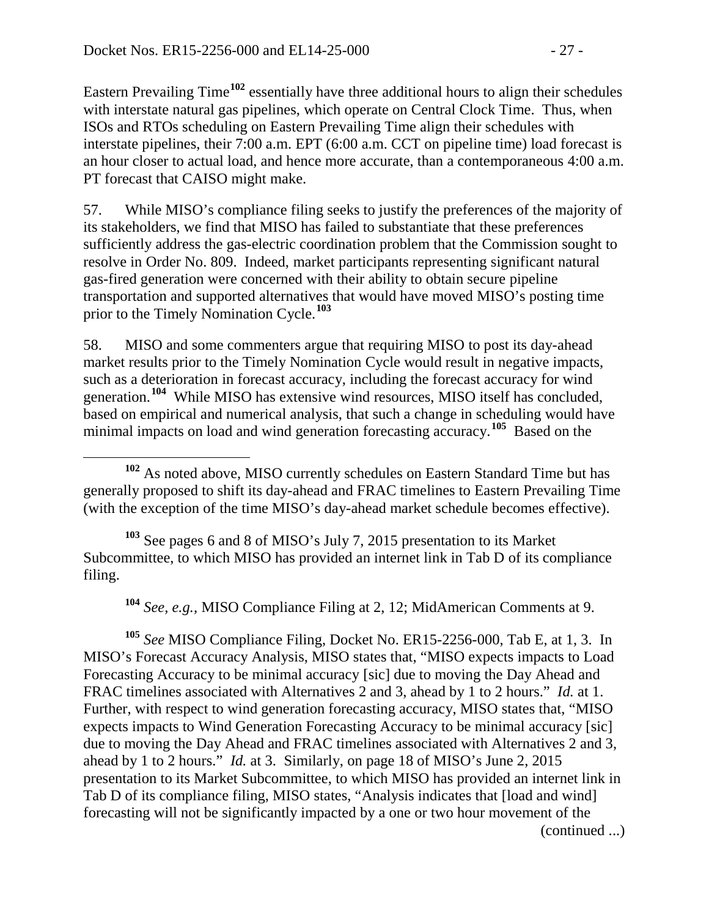Eastern Prevailing Time[102] essentially have three additional hours to align their schedules with interstate natural gas pipelines, which operate on Central Clock Time. Thus, when ISOs and RTOs scheduling on Eastern Prevailing Time align their schedules with interstate pipelines, their 7:00 a.m. EPT (6:00 a.m. CCT on pipeline time) load forecast is an hour closer to actual load, and hence more accurate, than a contemporaneous 4:00 a.m. PT forecast that CAISO might make.

57. While MISO's compliance filing seeks to justify the preferences of the majority of its stakeholders, we find that MISO has failed to substantiate that these preferences sufficiently address the gas-electric coordination problem that the Commission sought to resolve in Order No. 809. Indeed, market participants representing significant natural gas-fired generation were concerned with their ability to obtain secure pipeline transportation and supported alternatives that would have moved MISO's posting time prior to the Timely Nomination Cycle.[103]

58. MISO and some commenters argue that requiring MISO to post its day-ahead market results prior to the Timely Nomination Cycle would result in negative impacts, such as a deterioration in forecast accuracy, including the forecast accuracy for wind generation.[104] While MISO has extensive wind resources, MISO itself has concluded, based on empirical and numerical analysis, that such a change in scheduling would have minimal impacts on load and wind generation forecasting accuracy.[105] Based on the

---

[102] As noted above, MISO currently schedules on Eastern Standard Time but has generally proposed to shift its day-ahead and FRAC timelines to Eastern Prevailing Time (with the exception of the time MISO's day-ahead market schedule becomes effective).

[103] See pages 6 and 8 of MISO's July 7, 2015 presentation to its Market Subcommittee, to which MISO has provided an internet link in Tab D of its compliance filing.

[104] *See, e.g.,* MISO Compliance Filing at 2, 12; MidAmerican Comments at 9.

[105] *See* MISO Compliance Filing, Docket No. ER15-2256-000, Tab E, at 1, 3. In MISO's Forecast Accuracy Analysis, MISO states that, "MISO expects impacts to Load Forecasting Accuracy to be minimal accuracy [sic] due to moving the Day Ahead and FRAC timelines associated with Alternatives 2 and 3, ahead by 1 to 2 hours." *Id.* at 1. Further, with respect to wind generation forecasting accuracy, MISO states that, "MISO expects impacts to Wind Generation Forecasting Accuracy to be minimal accuracy [sic] due to moving the Day Ahead and FRAC timelines associated with Alternatives 2 and 3, ahead by 1 to 2 hours." *Id.* at 3. Similarly, on page 18 of MISO's June 2, 2015 presentation to its Market Subcommittee, to which MISO has provided an internet link in Tab D of its compliance filing, MISO states, "Analysis indicates that [load and wind] forecasting will not be significantly impacted by a one or two hour movement of the

(continued ...)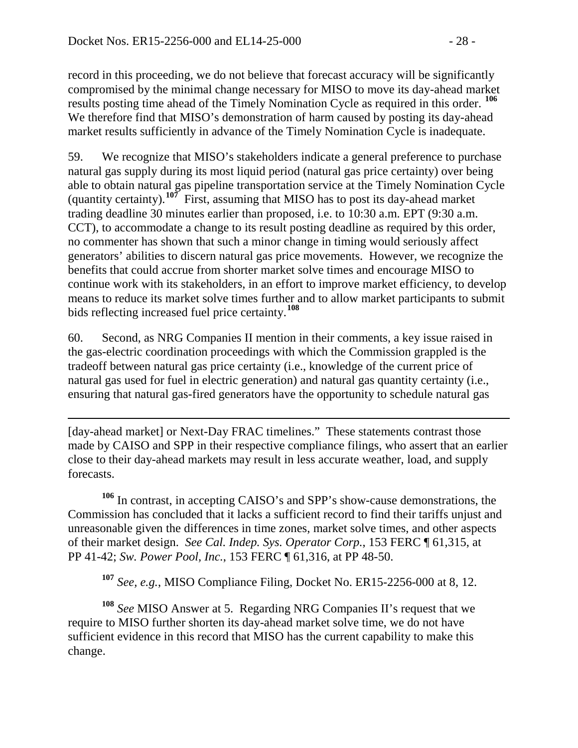record in this proceeding, we do not believe that forecast accuracy will be significantly compromised by the minimal change necessary for MISO to move its day-ahead market results posting time ahead of the Timely Nomination Cycle as required in this order.[106] We therefore find that MISO's demonstration of harm caused by posting its day-ahead market results sufficiently in advance of the Timely Nomination Cycle is inadequate.

59. We recognize that MISO's stakeholders indicate a general preference to purchase natural gas supply during its most liquid period (natural gas price certainty) over being able to obtain natural gas pipeline transportation service at the Timely Nomination Cycle (quantity certainty).[107] First, assuming that MISO has to post its day-ahead market trading deadline 30 minutes earlier than proposed, i.e. to 10:30 a.m. EPT (9:30 a.m. CCT), to accommodate a change to its result posting deadline as required by this order, no commenter has shown that such a minor change in timing would seriously affect generators' abilities to discern natural gas price movements. However, we recognize the benefits that could accrue from shorter market solve times and encourage MISO to continue work with its stakeholders, in an effort to improve market efficiency, to develop means to reduce its market solve times further and to allow market participants to submit bids reflecting increased fuel price certainty.[108]

60. Second, as NRG Companies II mention in their comments, a key issue raised in the gas-electric coordination proceedings with which the Commission grappled is the tradeoff between natural gas price certainty (i.e., knowledge of the current price of natural gas used for fuel in electric generation) and natural gas quantity certainty (i.e., ensuring that natural gas-fired generators have the opportunity to schedule natural gas

---

[day-ahead market] or Next-Day FRAC timelines." These statements contrast those made by CAISO and SPP in their respective compliance filings, who assert that an earlier close to their day-ahead markets may result in less accurate weather, load, and supply forecasts.

[106] In contrast, in accepting CAISO's and SPP's show-cause demonstrations, the Commission has concluded that it lacks a sufficient record to find their tariffs unjust and unreasonable given the differences in time zones, market solve times, and other aspects of their market design. *See Cal. Indep. Sys. Operator Corp.*, 153 FERC ¶ 61,315, at PP 41-42; *Sw. Power Pool, Inc.*, 153 FERC ¶ 61,316, at PP 48-50.

[107] *See, e.g.*, MISO Compliance Filing, Docket No. ER15-2256-000 at 8, 12.

[108] *See* MISO Answer at 5. Regarding NRG Companies II's request that we require to MISO further shorten its day-ahead market solve time, we do not have sufficient evidence in this record that MISO has the current capability to make this change.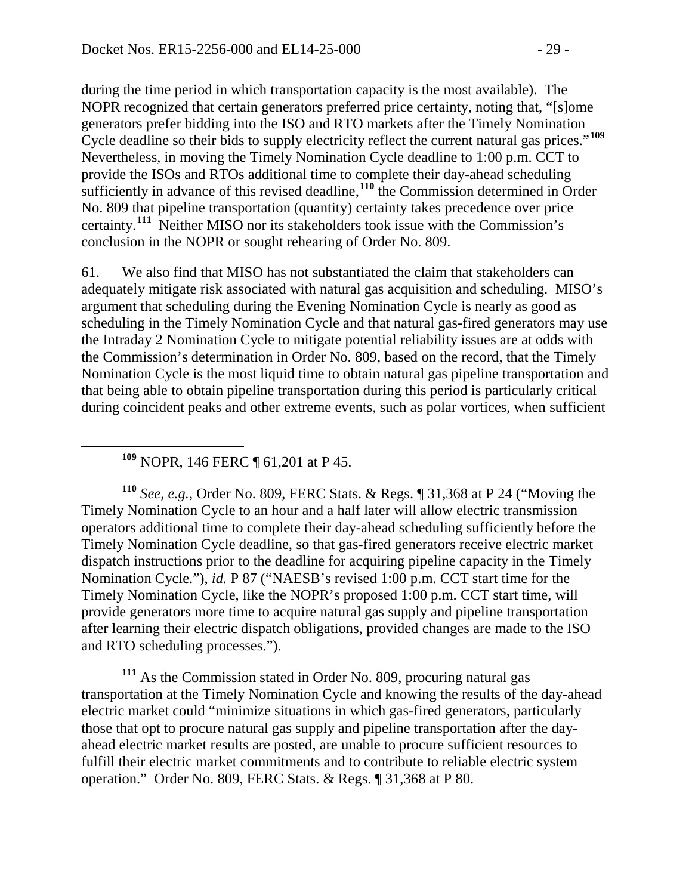during the time period in which transportation capacity is the most available). The NOPR recognized that certain generators preferred price certainty, noting that, "[s]ome generators prefer bidding into the ISO and RTO markets after the Timely Nomination Cycle deadline so their bids to supply electricity reflect the current natural gas prices."[109] Nevertheless, in moving the Timely Nomination Cycle deadline to 1:00 p.m. CCT to provide the ISOs and RTOs additional time to complete their day-ahead scheduling sufficiently in advance of this revised deadline,[110] the Commission determined in Order No. 809 that pipeline transportation (quantity) certainty takes precedence over price certainty.[111] Neither MISO nor its stakeholders took issue with the Commission's conclusion in the NOPR or sought rehearing of Order No. 809.

61. We also find that MISO has not substantiated the claim that stakeholders can adequately mitigate risk associated with natural gas acquisition and scheduling. MISO's argument that scheduling during the Evening Nomination Cycle is nearly as good as scheduling in the Timely Nomination Cycle and that natural gas-fired generators may use the Intraday 2 Nomination Cycle to mitigate potential reliability issues are at odds with the Commission's determination in Order No. 809, based on the record, that the Timely Nomination Cycle is the most liquid time to obtain natural gas pipeline transportation and that being able to obtain pipeline transportation during this period is particularly critical during coincident peaks and other extreme events, such as polar vortices, when sufficient

---

[109] NOPR, 146 FERC ¶ 61,201 at P 45.

[110] *See, e.g.*, Order No. 809, FERC Stats. & Regs. ¶ 31,368 at P 24 ("Moving the Timely Nomination Cycle to an hour and a half later will allow electric transmission operators additional time to complete their day-ahead scheduling sufficiently before the Timely Nomination Cycle deadline, so that gas-fired generators receive electric market dispatch instructions prior to the deadline for acquiring pipeline capacity in the Timely Nomination Cycle."), *id.* P 87 ("NAESB's revised 1:00 p.m. CCT start time for the Timely Nomination Cycle, like the NOPR's proposed 1:00 p.m. CCT start time, will provide generators more time to acquire natural gas supply and pipeline transportation after learning their electric dispatch obligations, provided changes are made to the ISO and RTO scheduling processes.").

[111] As the Commission stated in Order No. 809, procuring natural gas transportation at the Timely Nomination Cycle and knowing the results of the day-ahead electric market could "minimize situations in which gas-fired generators, particularly those that opt to procure natural gas supply and pipeline transportation after the day-ahead electric market results are posted, are unable to procure sufficient resources to fulfill their electric market commitments and to contribute to reliable electric system operation." Order No. 809, FERC Stats. & Regs. ¶ 31,368 at P 80.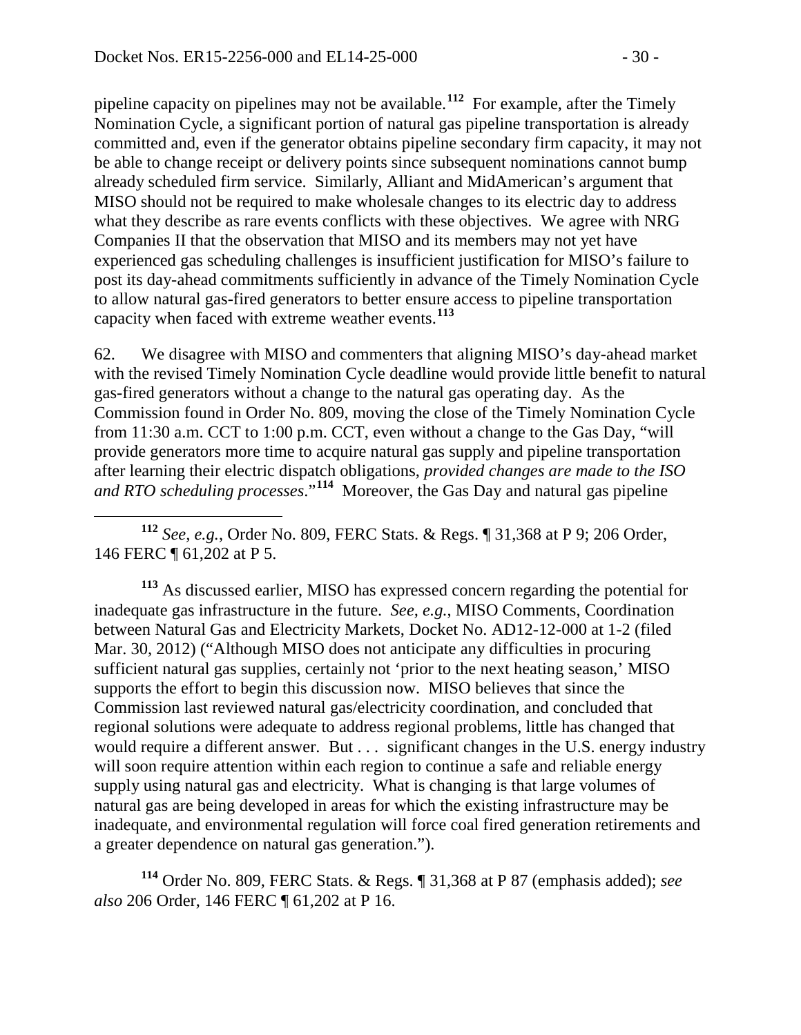pipeline capacity on pipelines may not be available.[112] For example, after the Timely Nomination Cycle, a significant portion of natural gas pipeline transportation is already committed and, even if the generator obtains pipeline secondary firm capacity, it may not be able to change receipt or delivery points since subsequent nominations cannot bump already scheduled firm service. Similarly, Alliant and MidAmerican's argument that MISO should not be required to make wholesale changes to its electric day to address what they describe as rare events conflicts with these objectives. We agree with NRG Companies II that the observation that MISO and its members may not yet have experienced gas scheduling challenges is insufficient justification for MISO's failure to post its day-ahead commitments sufficiently in advance of the Timely Nomination Cycle to allow natural gas-fired generators to better ensure access to pipeline transportation capacity when faced with extreme weather events.[113]

62. We disagree with MISO and commenters that aligning MISO's day-ahead market with the revised Timely Nomination Cycle deadline would provide little benefit to natural gas-fired generators without a change to the natural gas operating day. As the Commission found in Order No. 809, moving the close of the Timely Nomination Cycle from 11:30 a.m. CCT to 1:00 p.m. CCT, even without a change to the Gas Day, "will provide generators more time to acquire natural gas supply and pipeline transportation after learning their electric dispatch obligations, *provided changes are made to the ISO and RTO scheduling processes*."[114] Moreover, the Gas Day and natural gas pipeline

[112] *See, e.g.*, Order No. 809, FERC Stats. & Regs. ¶ 31,368 at P 9; 206 Order, 146 FERC ¶ 61,202 at P 5.

[113] As discussed earlier, MISO has expressed concern regarding the potential for inadequate gas infrastructure in the future. *See, e.g.*, MISO Comments, Coordination between Natural Gas and Electricity Markets, Docket No. AD12-12-000 at 1-2 (filed Mar. 30, 2012) ("Although MISO does not anticipate any difficulties in procuring sufficient natural gas supplies, certainly not 'prior to the next heating season,' MISO supports the effort to begin this discussion now. MISO believes that since the Commission last reviewed natural gas/electricity coordination, and concluded that regional solutions were adequate to address regional problems, little has changed that would require a different answer. But . . . significant changes in the U.S. energy industry will soon require attention within each region to continue a safe and reliable energy supply using natural gas and electricity. What is changing is that large volumes of natural gas are being developed in areas for which the existing infrastructure may be inadequate, and environmental regulation will force coal fired generation retirements and a greater dependence on natural gas generation.").

[114] Order No. 809, FERC Stats. & Regs. ¶ 31,368 at P 87 (emphasis added); *see also* 206 Order, 146 FERC ¶ 61,202 at P 16.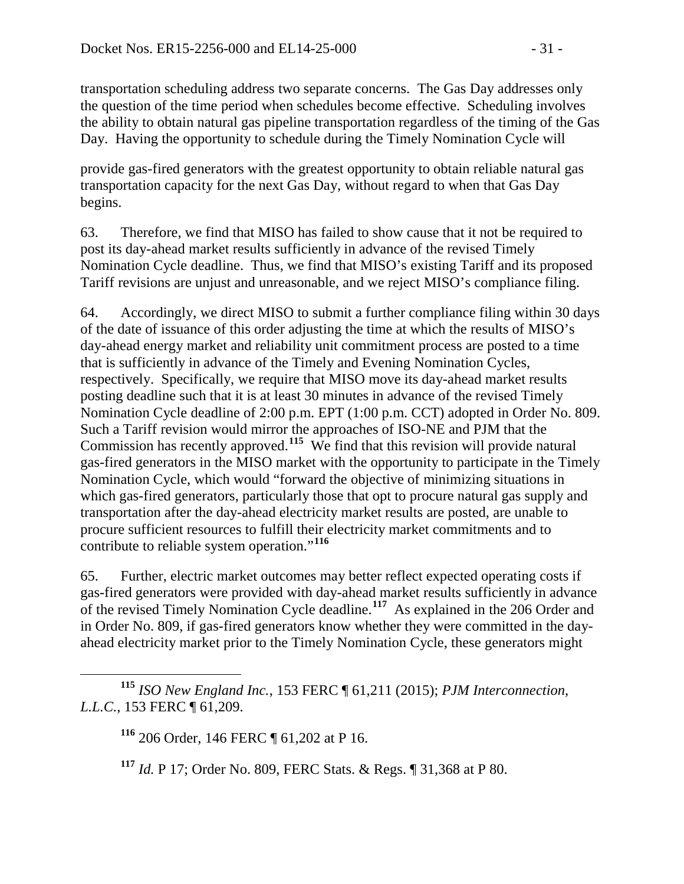transportation scheduling address two separate concerns. The Gas Day addresses only the question of the time period when schedules become effective. Scheduling involves the ability to obtain natural gas pipeline transportation regardless of the timing of the Gas Day. Having the opportunity to schedule during the Timely Nomination Cycle will provide gas-fired generators with the greatest opportunity to obtain reliable natural gas transportation capacity for the next Gas Day, without regard to when that Gas Day begins.

63. Therefore, we find that MISO has failed to show cause that it not be required to post its day-ahead market results sufficiently in advance of the revised Timely Nomination Cycle deadline. Thus, we find that MISO's existing Tariff and its proposed Tariff revisions are unjust and unreasonable, and we reject MISO's compliance filing.

64. Accordingly, we direct MISO to submit a further compliance filing within 30 days of the date of issuance of this order adjusting the time at which the results of MISO's day-ahead energy market and reliability unit commitment process are posted to a time that is sufficiently in advance of the Timely and Evening Nomination Cycles, respectively. Specifically, we require that MISO move its day-ahead market results posting deadline such that it is at least 30 minutes in advance of the revised Timely Nomination Cycle deadline of 2:00 p.m. EPT (1:00 p.m. CCT) adopted in Order No. 809. Such a Tariff revision would mirror the approaches of ISO-NE and PJM that the Commission has recently approved.[115] We find that this revision will provide natural gas-fired generators in the MISO market with the opportunity to participate in the Timely Nomination Cycle, which would "forward the objective of minimizing situations in which gas-fired generators, particularly those that opt to procure natural gas supply and transportation after the day-ahead electricity market results are posted, are unable to procure sufficient resources to fulfill their electricity market commitments and to contribute to reliable system operation."[116]

65. Further, electric market outcomes may better reflect expected operating costs if gas-fired generators were provided with day-ahead market results sufficiently in advance of the revised Timely Nomination Cycle deadline.[117] As explained in the 206 Order and in Order No. 809, if gas-fired generators know whether they were committed in the day-ahead electricity market prior to the Timely Nomination Cycle, these generators might

---

[115] *ISO New England Inc.*, 153 FERC ¶ 61,211 (2015); *PJM Interconnection, L.L.C.*, 153 FERC ¶ 61,209.

[116] 206 Order, 146 FERC ¶ 61,202 at P 16.

[117] *Id.* P 17; Order No. 809, FERC Stats. & Regs. ¶ 31,368 at P 80.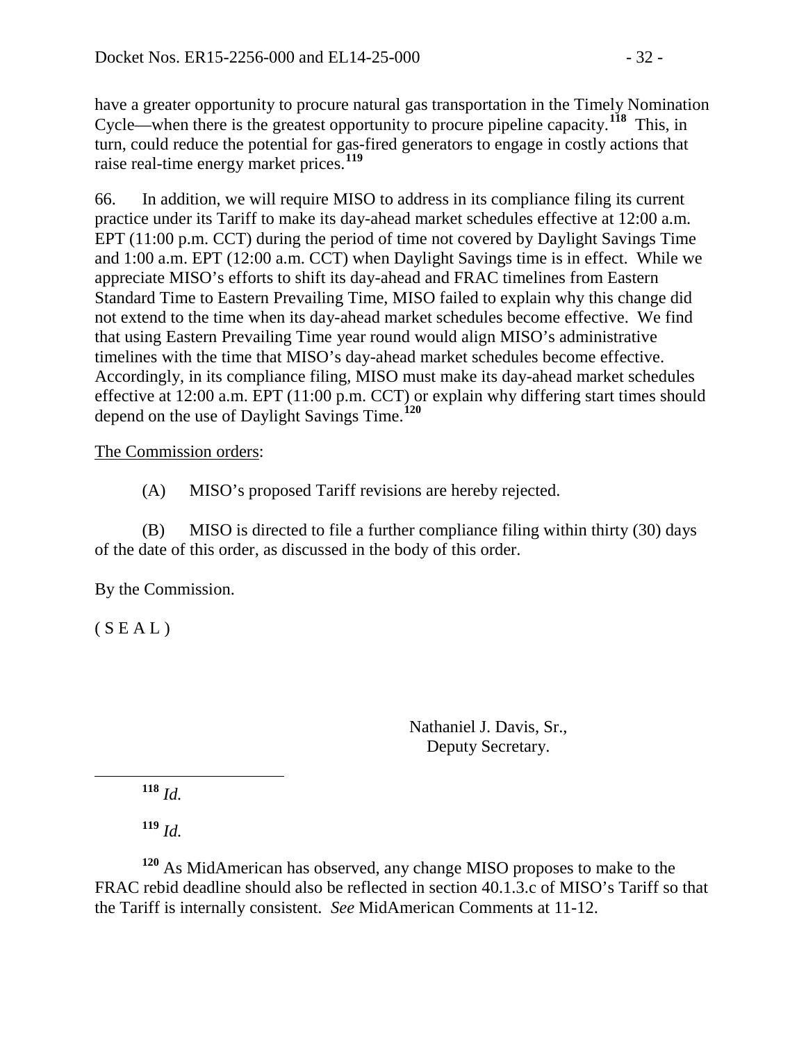have a greater opportunity to procure natural gas transportation in the Timely Nomination Cycle—when there is the greatest opportunity to procure pipeline capacity.[118] This, in turn, could reduce the potential for gas-fired generators to engage in costly actions that raise real-time energy market prices.[119]

66. In addition, we will require MISO to address in its compliance filing its current practice under its Tariff to make its day-ahead market schedules effective at 12:00 a.m. EPT (11:00 p.m. CCT) during the period of time not covered by Daylight Savings Time and 1:00 a.m. EPT (12:00 a.m. CCT) when Daylight Savings time is in effect. While we appreciate MISO's efforts to shift its day-ahead and FRAC timelines from Eastern Standard Time to Eastern Prevailing Time, MISO failed to explain why this change did not extend to the time when its day-ahead market schedules become effective. We find that using Eastern Prevailing Time year round would align MISO's administrative timelines with the time that MISO's day-ahead market schedules become effective. Accordingly, in its compliance filing, MISO must make its day-ahead market schedules effective at 12:00 a.m. EPT (11:00 p.m. CCT) or explain why differing start times should depend on the use of Daylight Savings Time.[120]

<u>The Commission orders</u>:

(A) MISO's proposed Tariff revisions are hereby rejected.

(B) MISO is directed to file a further compliance filing within thirty (30) days of the date of this order, as discussed in the body of this order.

By the Commission.

( S E A L )

Nathaniel J. Davis, Sr.,
Deputy Secretary.

---

[118] *Id.*

[119] *Id.*

[120] As MidAmerican has observed, any change MISO proposes to make to the FRAC rebid deadline should also be reflected in section 40.1.3.c of MISO's Tariff so that the Tariff is internally consistent. *See* MidAmerican Comments at 11-12.